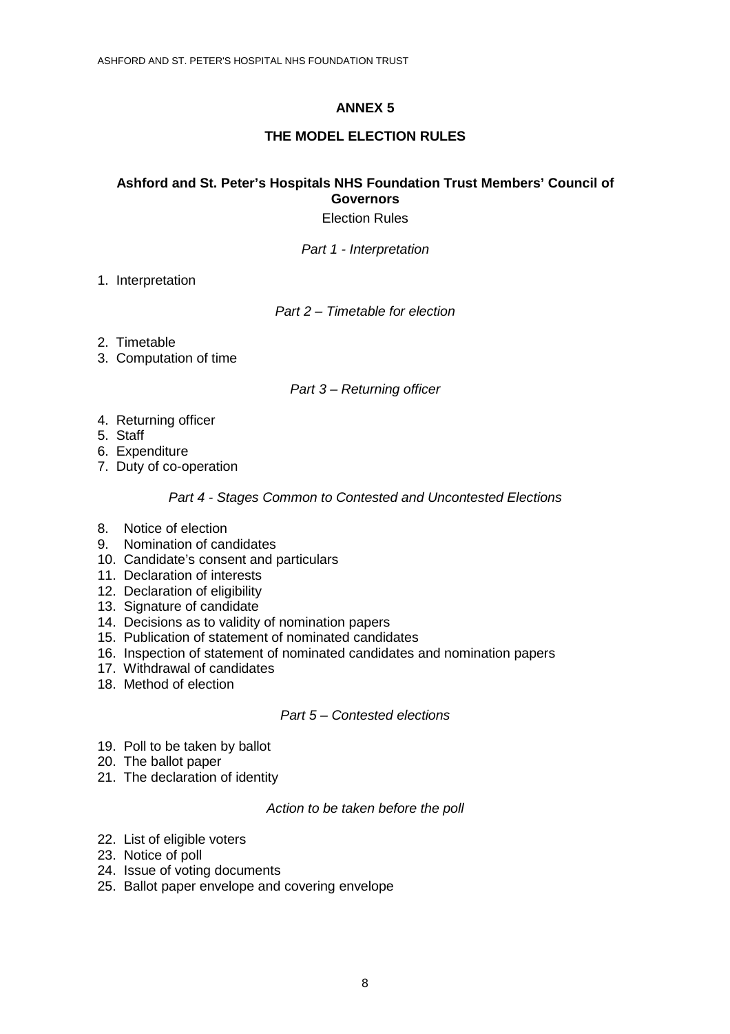# ANNEX 5

## THE MODEL ELECTION RULES

### Ashford and St. Peter's Hospitals NHS Foundation Trust Members' Council of Governors

Election Rules

*Part 1 - Interpretation*

1. Interpretation

*Part 2 – Timetable for election*

2. Timetable
3. Computation of time

*Part 3 – Returning officer*

4. Returning officer
5. Staff
6. Expenditure
7. Duty of co-operation

*Part 4 - Stages Common to Contested and Uncontested Elections*

8. Notice of election
9. Nomination of candidates
10. Candidate's consent and particulars
11. Declaration of interests
12. Declaration of eligibility
13. Signature of candidate
14. Decisions as to validity of nomination papers
15. Publication of statement of nominated candidates
16. Inspection of statement of nominated candidates and nomination papers
17. Withdrawal of candidates
18. Method of election

*Part 5 – Contested elections*

19. Poll to be taken by ballot
20. The ballot paper
21. The declaration of identity

*Action to be taken before the poll*

22. List of eligible voters
23. Notice of poll
24. Issue of voting documents
25. Ballot paper envelope and covering envelope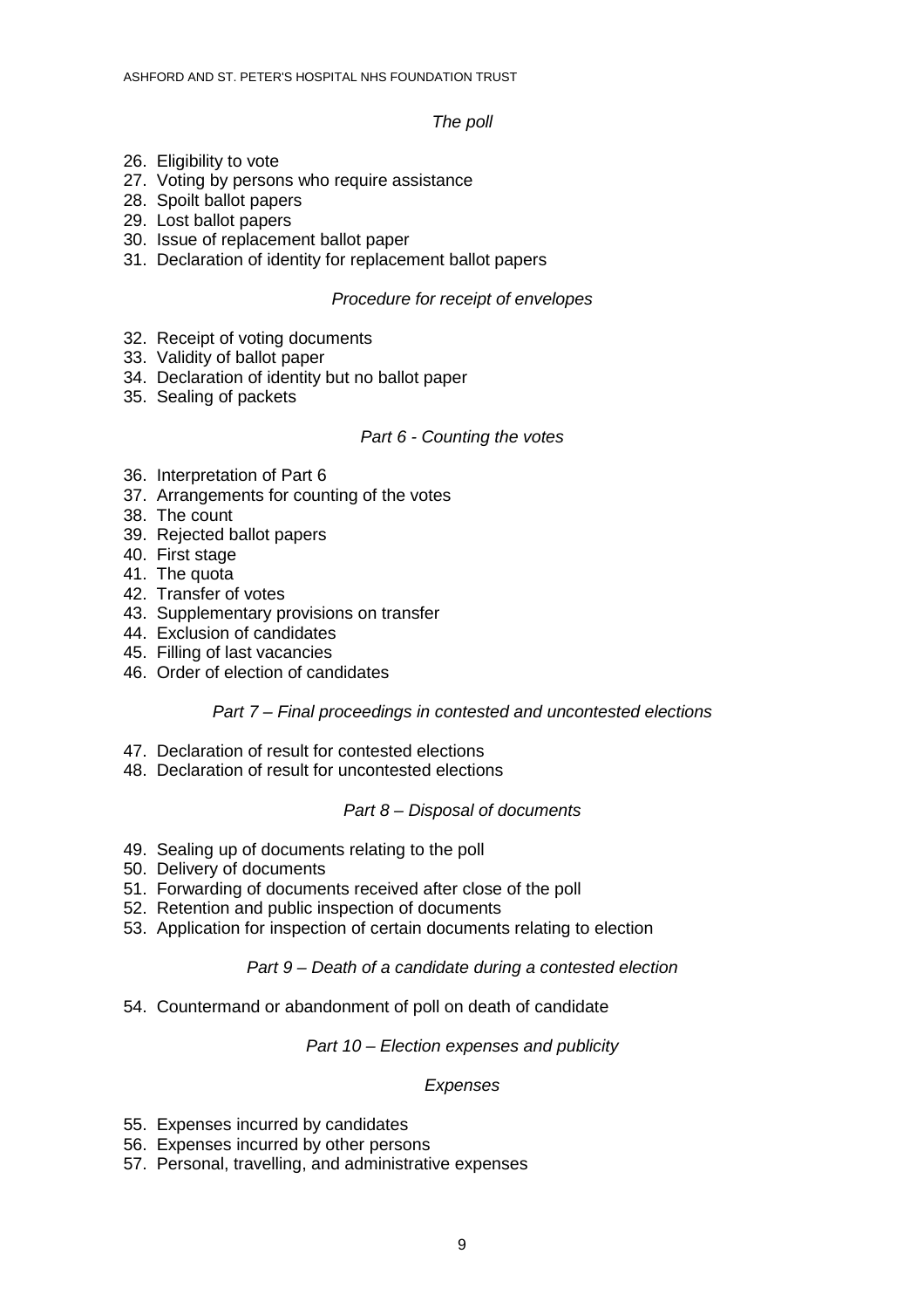*The poll*

26. Eligibility to vote
27. Voting by persons who require assistance
28. Spoilt ballot papers
29. Lost ballot papers
30. Issue of replacement ballot paper
31. Declaration of identity for replacement ballot papers

*Procedure for receipt of envelopes*

32. Receipt of voting documents
33. Validity of ballot paper
34. Declaration of identity but no ballot paper
35. Sealing of packets

*Part 6 - Counting the votes*

36. Interpretation of Part 6
37. Arrangements for counting of the votes
38. The count
39. Rejected ballot papers
40. First stage
41. The quota
42. Transfer of votes
43. Supplementary provisions on transfer
44. Exclusion of candidates
45. Filling of last vacancies
46. Order of election of candidates

*Part 7 – Final proceedings in contested and uncontested elections*

47. Declaration of result for contested elections
48. Declaration of result for uncontested elections

*Part 8 – Disposal of documents*

49. Sealing up of documents relating to the poll
50. Delivery of documents
51. Forwarding of documents received after close of the poll
52. Retention and public inspection of documents
53. Application for inspection of certain documents relating to election

*Part 9 – Death of a candidate during a contested election*

54. Countermand or abandonment of poll on death of candidate

*Part 10 – Election expenses and publicity*

*Expenses*

55. Expenses incurred by candidates
56. Expenses incurred by other persons
57. Personal, travelling, and administrative expenses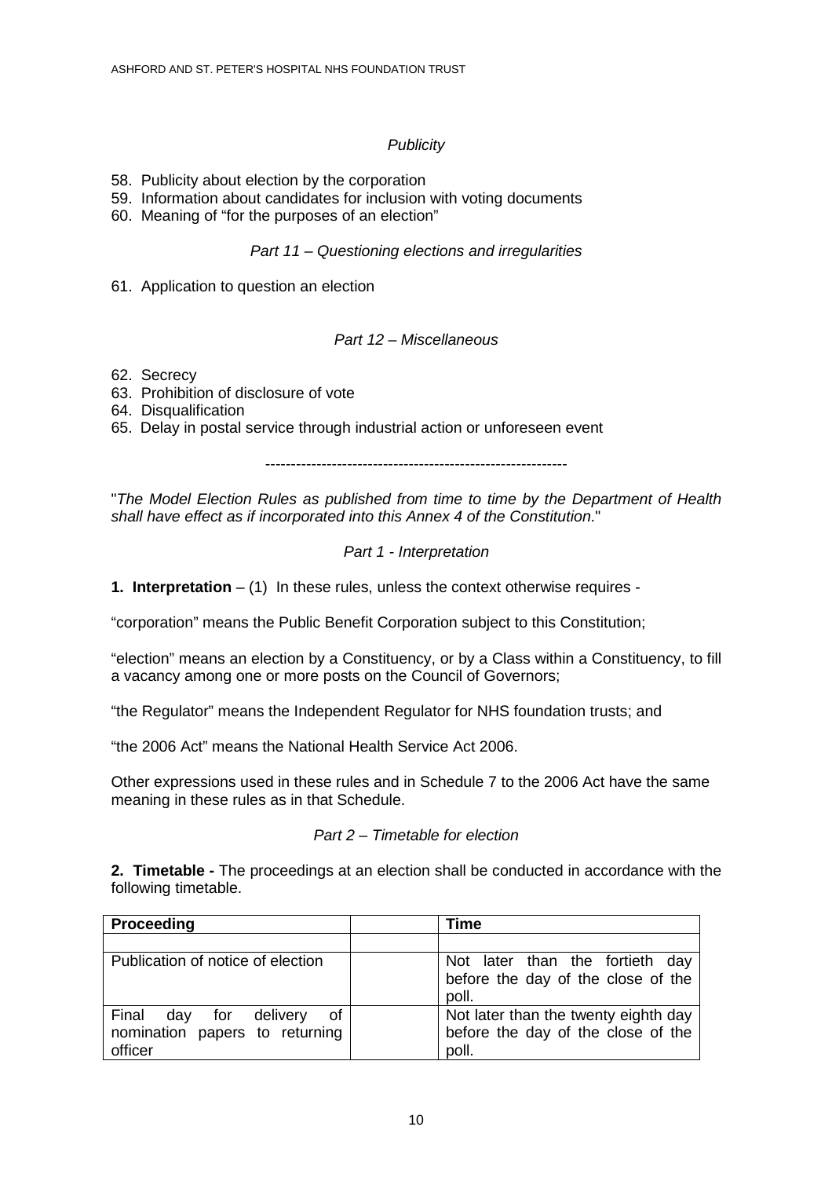*Publicity*

58. Publicity about election by the corporation
59. Information about candidates for inclusion with voting documents
60. Meaning of "for the purposes of an election"

*Part 11 – Questioning elections and irregularities*

61. Application to question an election

*Part 12 – Miscellaneous*

62. Secrecy
63. Prohibition of disclosure of vote
64. Disqualification
65. Delay in postal service through industrial action or unforeseen event

-----------------------------------------------------------

"*The Model Election Rules as published from time to time by the Department of Health shall have effect as if incorporated into this Annex 4 of the Constitution*."

*Part 1 - Interpretation*

**1. Interpretation** – (1) In these rules, unless the context otherwise requires -

"corporation" means the Public Benefit Corporation subject to this Constitution;

"election" means an election by a Constituency, or by a Class within a Constituency, to fill a vacancy among one or more posts on the Council of Governors;

"the Regulator" means the Independent Regulator for NHS foundation trusts; and

"the 2006 Act" means the National Health Service Act 2006.

Other expressions used in these rules and in Schedule 7 to the 2006 Act have the same meaning in these rules as in that Schedule.

*Part 2 – Timetable for election*

**2. Timetable -** The proceedings at an election shall be conducted in accordance with the following timetable.

| Proceeding | | Time |
|---|---|---|
| | | |
| Publication of notice of election | | Not later than the fortieth day before the day of the close of the poll. |
| Final day for delivery of nomination papers to returning officer | | Not later than the twenty eighth day before the day of the close of the poll. |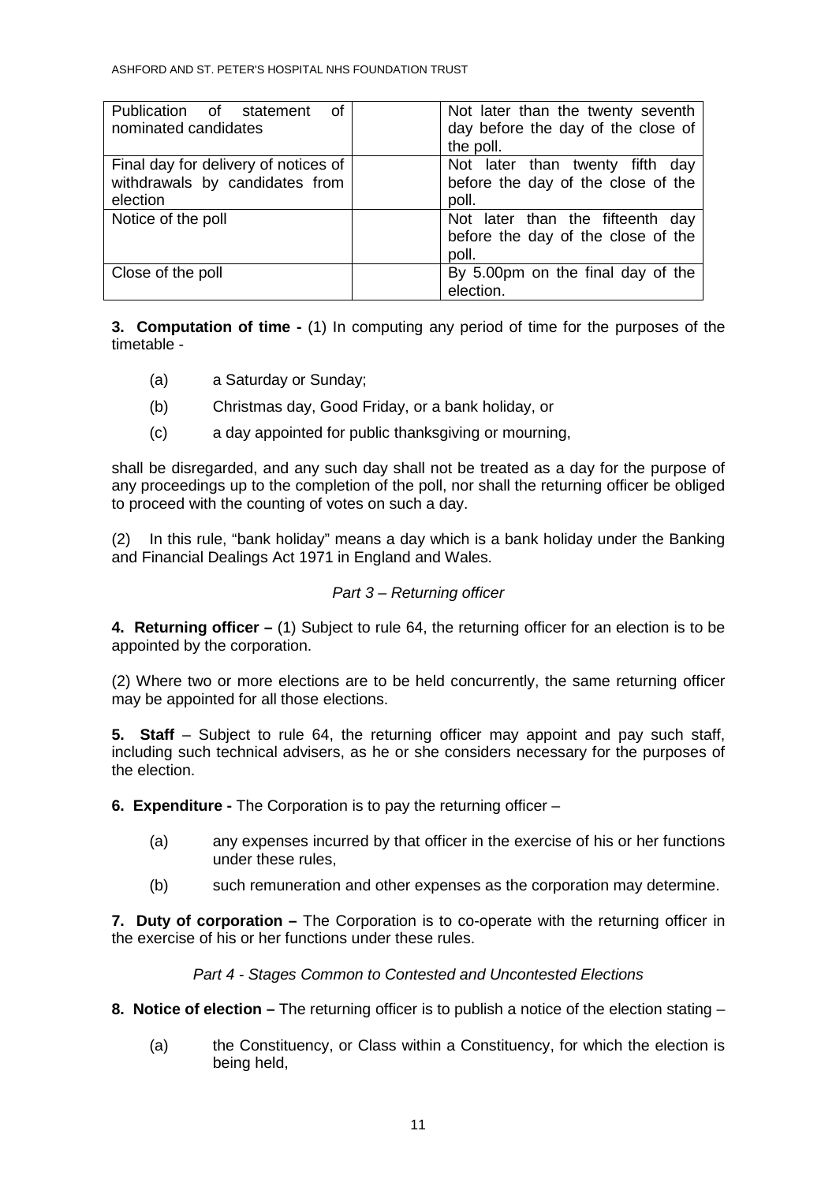| | | |
|---|---|---|
| Publication of statement of nominated candidates | | Not later than the twenty seventh day before the day of the close of the poll. |
| Final day for delivery of notices of withdrawals by candidates from election | | Not later than twenty fifth day before the day of the close of the poll. |
| Notice of the poll | | Not later than the fifteenth day before the day of the close of the poll. |
| Close of the poll | | By 5.00pm on the final day of the election. |

**3. Computation of time -** (1) In computing any period of time for the purposes of the timetable -

- (a) a Saturday or Sunday;
- (b) Christmas day, Good Friday, or a bank holiday, or
- (c) a day appointed for public thanksgiving or mourning,

shall be disregarded, and any such day shall not be treated as a day for the purpose of any proceedings up to the completion of the poll, nor shall the returning officer be obliged to proceed with the counting of votes on such a day.

(2) In this rule, "bank holiday" means a day which is a bank holiday under the Banking and Financial Dealings Act 1971 in England and Wales.

*Part 3 – Returning officer*

**4. Returning officer –** (1) Subject to rule 64, the returning officer for an election is to be appointed by the corporation.

(2) Where two or more elections are to be held concurrently, the same returning officer may be appointed for all those elections.

**5. Staff** – Subject to rule 64, the returning officer may appoint and pay such staff, including such technical advisers, as he or she considers necessary for the purposes of the election.

**6. Expenditure -** The Corporation is to pay the returning officer –

- (a) any expenses incurred by that officer in the exercise of his or her functions under these rules,
- (b) such remuneration and other expenses as the corporation may determine.

**7. Duty of corporation –** The Corporation is to co-operate with the returning officer in the exercise of his or her functions under these rules.

*Part 4 - Stages Common to Contested and Uncontested Elections*

**8. Notice of election –** The returning officer is to publish a notice of the election stating –

- (a) the Constituency, or Class within a Constituency, for which the election is being held,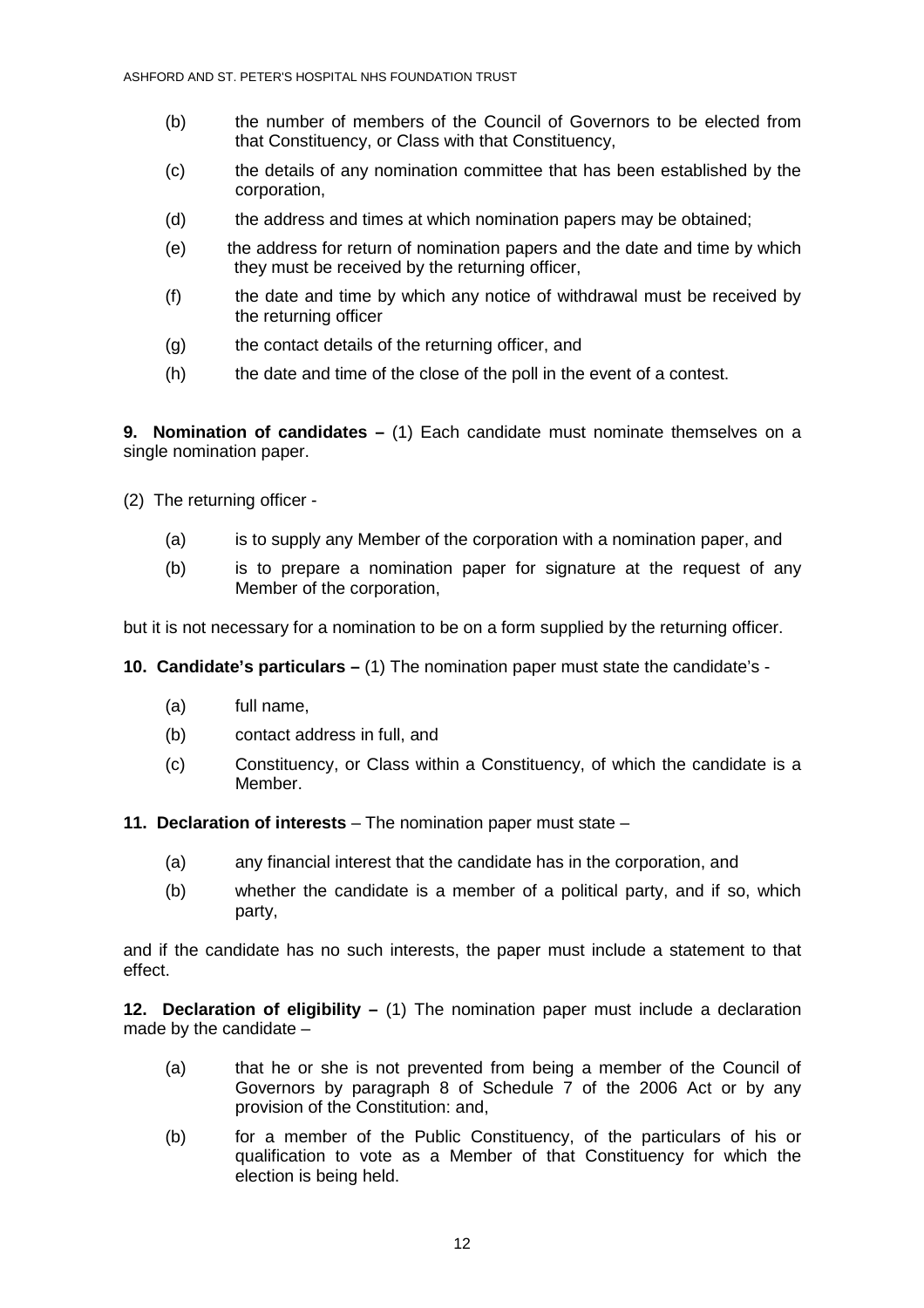(b) the number of members of the Council of Governors to be elected from that Constituency, or Class with that Constituency,

(c) the details of any nomination committee that has been established by the corporation,

(d) the address and times at which nomination papers may be obtained;

(e) the address for return of nomination papers and the date and time by which they must be received by the returning officer,

(f) the date and time by which any notice of withdrawal must be received by the returning officer

(g) the contact details of the returning officer, and

(h) the date and time of the close of the poll in the event of a contest.

**9. Nomination of candidates –** (1) Each candidate must nominate themselves on a single nomination paper.

(2) The returning officer -

(a) is to supply any Member of the corporation with a nomination paper, and

(b) is to prepare a nomination paper for signature at the request of any Member of the corporation,

but it is not necessary for a nomination to be on a form supplied by the returning officer.

**10. Candidate's particulars –** (1) The nomination paper must state the candidate's -

(a) full name,

(b) contact address in full, and

(c) Constituency, or Class within a Constituency, of which the candidate is a Member.

**11. Declaration of interests** – The nomination paper must state –

(a) any financial interest that the candidate has in the corporation, and

(b) whether the candidate is a member of a political party, and if so, which party,

and if the candidate has no such interests, the paper must include a statement to that effect.

**12. Declaration of eligibility –** (1) The nomination paper must include a declaration made by the candidate –

(a) that he or she is not prevented from being a member of the Council of Governors by paragraph 8 of Schedule 7 of the 2006 Act or by any provision of the Constitution: and,

(b) for a member of the Public Constituency, of the particulars of his or qualification to vote as a Member of that Constituency for which the election is being held.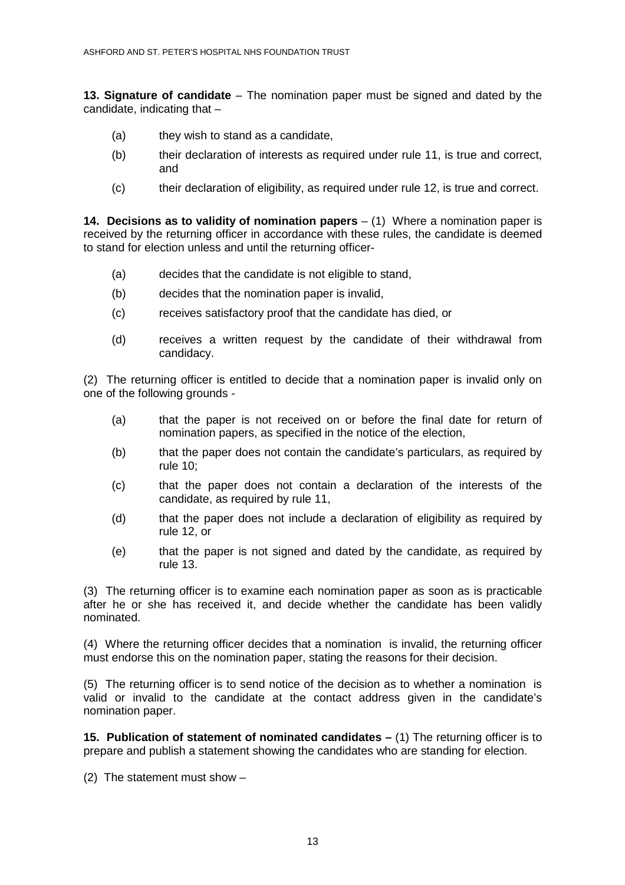**13. Signature of candidate** – The nomination paper must be signed and dated by the candidate, indicating that –

(a) they wish to stand as a candidate,

(b) their declaration of interests as required under rule 11, is true and correct, and

(c) their declaration of eligibility, as required under rule 12, is true and correct.

**14. Decisions as to validity of nomination papers** – (1) Where a nomination paper is received by the returning officer in accordance with these rules, the candidate is deemed to stand for election unless and until the returning officer-

(a) decides that the candidate is not eligible to stand,

(b) decides that the nomination paper is invalid,

(c) receives satisfactory proof that the candidate has died, or

(d) receives a written request by the candidate of their withdrawal from candidacy.

(2) The returning officer is entitled to decide that a nomination paper is invalid only on one of the following grounds -

(a) that the paper is not received on or before the final date for return of nomination papers, as specified in the notice of the election,

(b) that the paper does not contain the candidate's particulars, as required by rule 10;

(c) that the paper does not contain a declaration of the interests of the candidate, as required by rule 11,

(d) that the paper does not include a declaration of eligibility as required by rule 12, or

(e) that the paper is not signed and dated by the candidate, as required by rule 13.

(3) The returning officer is to examine each nomination paper as soon as is practicable after he or she has received it, and decide whether the candidate has been validly nominated.

(4) Where the returning officer decides that a nomination is invalid, the returning officer must endorse this on the nomination paper, stating the reasons for their decision.

(5) The returning officer is to send notice of the decision as to whether a nomination is valid or invalid to the candidate at the contact address given in the candidate's nomination paper.

**15. Publication of statement of nominated candidates –** (1) The returning officer is to prepare and publish a statement showing the candidates who are standing for election.

(2) The statement must show –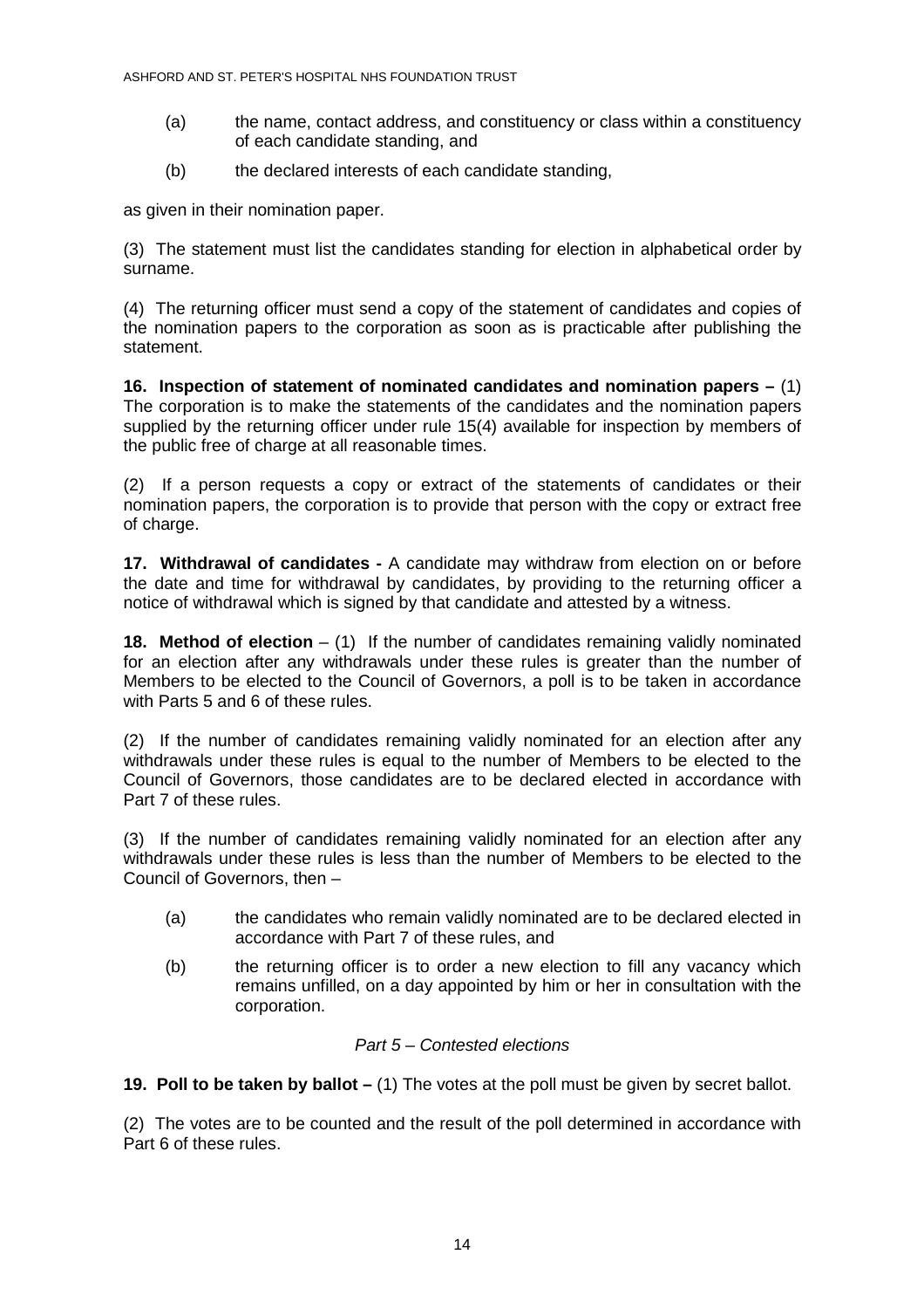(a) the name, contact address, and constituency or class within a constituency of each candidate standing, and

(b) the declared interests of each candidate standing,

as given in their nomination paper.

(3) The statement must list the candidates standing for election in alphabetical order by surname.

(4) The returning officer must send a copy of the statement of candidates and copies of the nomination papers to the corporation as soon as is practicable after publishing the statement.

**16. Inspection of statement of nominated candidates and nomination papers –** (1) The corporation is to make the statements of the candidates and the nomination papers supplied by the returning officer under rule 15(4) available for inspection by members of the public free of charge at all reasonable times.

(2) If a person requests a copy or extract of the statements of candidates or their nomination papers, the corporation is to provide that person with the copy or extract free of charge.

**17. Withdrawal of candidates -** A candidate may withdraw from election on or before the date and time for withdrawal by candidates, by providing to the returning officer a notice of withdrawal which is signed by that candidate and attested by a witness.

**18. Method of election** – (1) If the number of candidates remaining validly nominated for an election after any withdrawals under these rules is greater than the number of Members to be elected to the Council of Governors, a poll is to be taken in accordance with Parts 5 and 6 of these rules.

(2) If the number of candidates remaining validly nominated for an election after any withdrawals under these rules is equal to the number of Members to be elected to the Council of Governors, those candidates are to be declared elected in accordance with Part 7 of these rules.

(3) If the number of candidates remaining validly nominated for an election after any withdrawals under these rules is less than the number of Members to be elected to the Council of Governors, then –

(a) the candidates who remain validly nominated are to be declared elected in accordance with Part 7 of these rules, and

(b) the returning officer is to order a new election to fill any vacancy which remains unfilled, on a day appointed by him or her in consultation with the corporation.

*Part 5 – Contested elections*

**19. Poll to be taken by ballot –** (1) The votes at the poll must be given by secret ballot.

(2) The votes are to be counted and the result of the poll determined in accordance with Part 6 of these rules.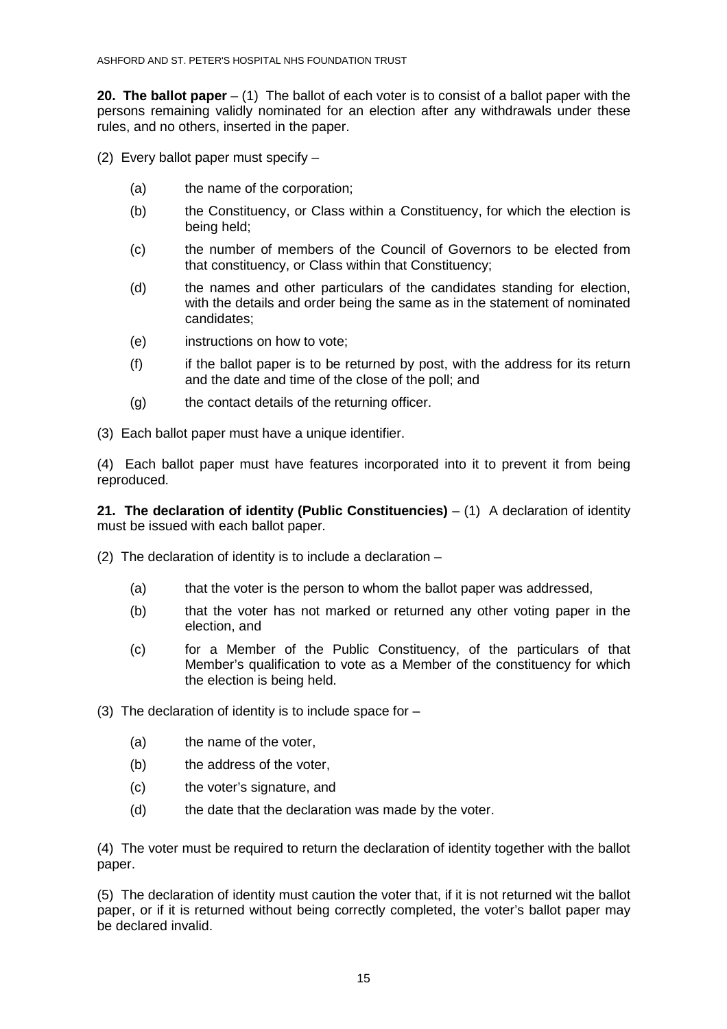**20. The ballot paper** – (1) The ballot of each voter is to consist of a ballot paper with the persons remaining validly nominated for an election after any withdrawals under these rules, and no others, inserted in the paper.

(2) Every ballot paper must specify –

- (a) the name of the corporation;
- (b) the Constituency, or Class within a Constituency, for which the election is being held;
- (c) the number of members of the Council of Governors to be elected from that constituency, or Class within that Constituency;
- (d) the names and other particulars of the candidates standing for election, with the details and order being the same as in the statement of nominated candidates;
- (e) instructions on how to vote;
- (f) if the ballot paper is to be returned by post, with the address for its return and the date and time of the close of the poll; and
- (g) the contact details of the returning officer.

(3) Each ballot paper must have a unique identifier.

(4) Each ballot paper must have features incorporated into it to prevent it from being reproduced.

**21. The declaration of identity (Public Constituencies)** – (1) A declaration of identity must be issued with each ballot paper.

(2) The declaration of identity is to include a declaration –

- (a) that the voter is the person to whom the ballot paper was addressed,
- (b) that the voter has not marked or returned any other voting paper in the election, and
- (c) for a Member of the Public Constituency, of the particulars of that Member's qualification to vote as a Member of the constituency for which the election is being held.

(3) The declaration of identity is to include space for –

- (a) the name of the voter,
- (b) the address of the voter,
- (c) the voter's signature, and
- (d) the date that the declaration was made by the voter.

(4) The voter must be required to return the declaration of identity together with the ballot paper.

(5) The declaration of identity must caution the voter that, if it is not returned wit the ballot paper, or if it is returned without being correctly completed, the voter's ballot paper may be declared invalid.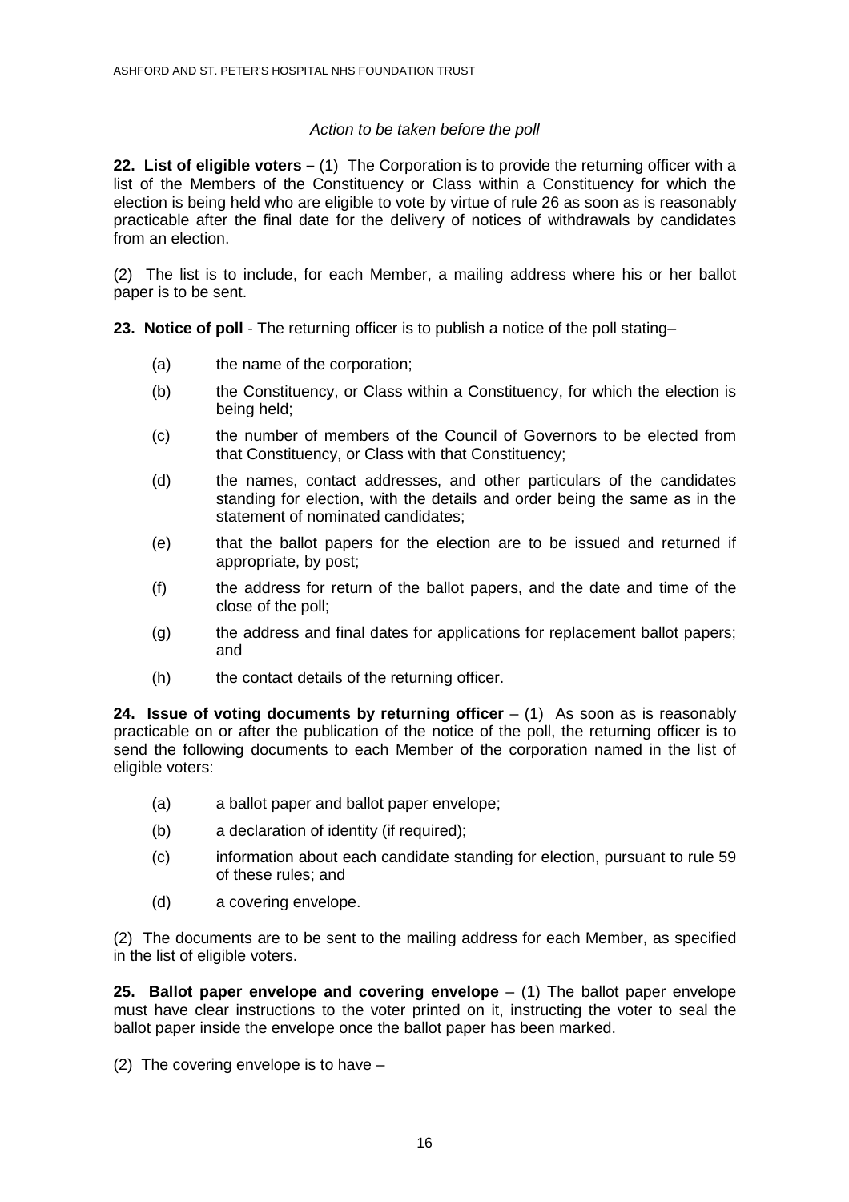*Action to be taken before the poll*

**22. List of eligible voters –** (1) The Corporation is to provide the returning officer with a list of the Members of the Constituency or Class within a Constituency for which the election is being held who are eligible to vote by virtue of rule 26 as soon as is reasonably practicable after the final date for the delivery of notices of withdrawals by candidates from an election.

(2) The list is to include, for each Member, a mailing address where his or her ballot paper is to be sent.

**23. Notice of poll** - The returning officer is to publish a notice of the poll stating–

- (a) the name of the corporation;
- (b) the Constituency, or Class within a Constituency, for which the election is being held;
- (c) the number of members of the Council of Governors to be elected from that Constituency, or Class with that Constituency;
- (d) the names, contact addresses, and other particulars of the candidates standing for election, with the details and order being the same as in the statement of nominated candidates;
- (e) that the ballot papers for the election are to be issued and returned if appropriate, by post;
- (f) the address for return of the ballot papers, and the date and time of the close of the poll;
- (g) the address and final dates for applications for replacement ballot papers; and
- (h) the contact details of the returning officer.

**24. Issue of voting documents by returning officer** – (1) As soon as is reasonably practicable on or after the publication of the notice of the poll, the returning officer is to send the following documents to each Member of the corporation named in the list of eligible voters:

- (a) a ballot paper and ballot paper envelope;
- (b) a declaration of identity (if required);
- (c) information about each candidate standing for election, pursuant to rule 59 of these rules; and
- (d) a covering envelope.

(2) The documents are to be sent to the mailing address for each Member, as specified in the list of eligible voters.

**25. Ballot paper envelope and covering envelope** – (1) The ballot paper envelope must have clear instructions to the voter printed on it, instructing the voter to seal the ballot paper inside the envelope once the ballot paper has been marked.

(2) The covering envelope is to have –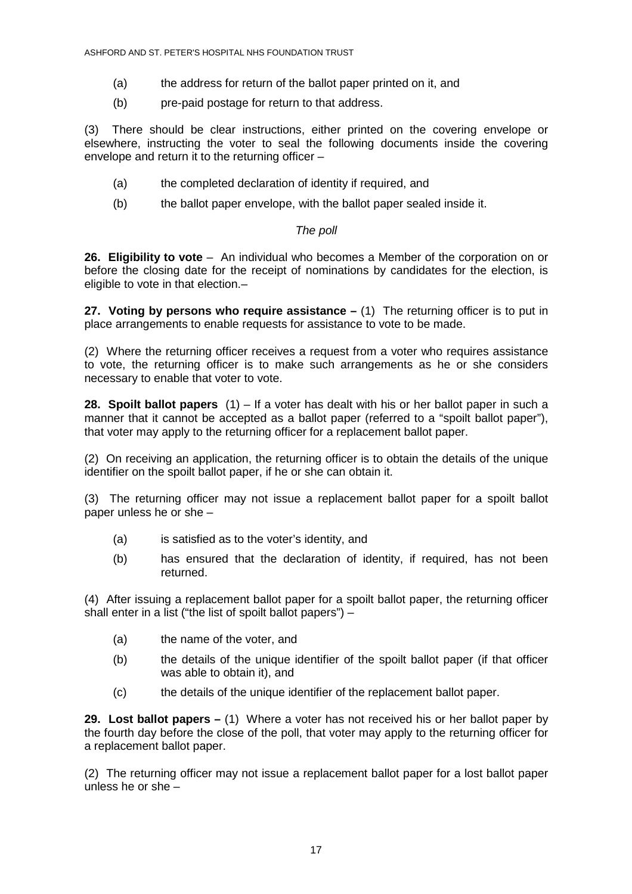(a) the address for return of the ballot paper printed on it, and

(b) pre-paid postage for return to that address.

(3) There should be clear instructions, either printed on the covering envelope or elsewhere, instructing the voter to seal the following documents inside the covering envelope and return it to the returning officer –

(a) the completed declaration of identity if required, and

(b) the ballot paper envelope, with the ballot paper sealed inside it.

*The poll*

**26. Eligibility to vote** – An individual who becomes a Member of the corporation on or before the closing date for the receipt of nominations by candidates for the election, is eligible to vote in that election.–

**27. Voting by persons who require assistance –** (1) The returning officer is to put in place arrangements to enable requests for assistance to vote to be made.

(2) Where the returning officer receives a request from a voter who requires assistance to vote, the returning officer is to make such arrangements as he or she considers necessary to enable that voter to vote.

**28. Spoilt ballot papers** (1) – If a voter has dealt with his or her ballot paper in such a manner that it cannot be accepted as a ballot paper (referred to a "spoilt ballot paper"), that voter may apply to the returning officer for a replacement ballot paper.

(2) On receiving an application, the returning officer is to obtain the details of the unique identifier on the spoilt ballot paper, if he or she can obtain it.

(3) The returning officer may not issue a replacement ballot paper for a spoilt ballot paper unless he or she –

(a) is satisfied as to the voter's identity, and

(b) has ensured that the declaration of identity, if required, has not been returned.

(4) After issuing a replacement ballot paper for a spoilt ballot paper, the returning officer shall enter in a list ("the list of spoilt ballot papers") –

(a) the name of the voter, and

(b) the details of the unique identifier of the spoilt ballot paper (if that officer was able to obtain it), and

(c) the details of the unique identifier of the replacement ballot paper.

**29. Lost ballot papers –** (1) Where a voter has not received his or her ballot paper by the fourth day before the close of the poll, that voter may apply to the returning officer for a replacement ballot paper.

(2) The returning officer may not issue a replacement ballot paper for a lost ballot paper unless he or she –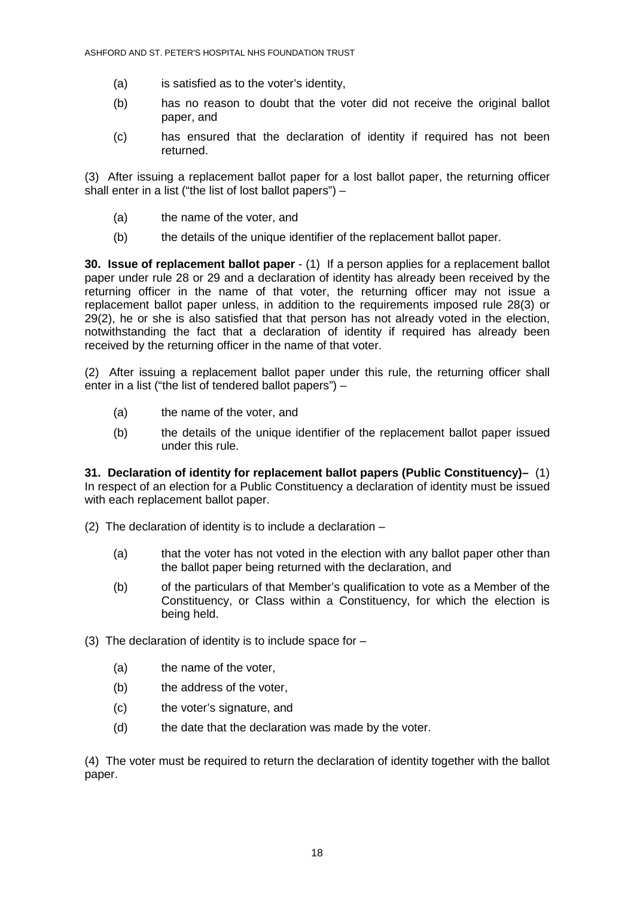(a) is satisfied as to the voter's identity,

(b) has no reason to doubt that the voter did not receive the original ballot paper, and

(c) has ensured that the declaration of identity if required has not been returned.

(3) After issuing a replacement ballot paper for a lost ballot paper, the returning officer shall enter in a list ("the list of lost ballot papers") –

(a) the name of the voter, and

(b) the details of the unique identifier of the replacement ballot paper.

**30. Issue of replacement ballot paper** - (1) If a person applies for a replacement ballot paper under rule 28 or 29 and a declaration of identity has already been received by the returning officer in the name of that voter, the returning officer may not issue a replacement ballot paper unless, in addition to the requirements imposed rule 28(3) or 29(2), he or she is also satisfied that that person has not already voted in the election, notwithstanding the fact that a declaration of identity if required has already been received by the returning officer in the name of that voter.

(2) After issuing a replacement ballot paper under this rule, the returning officer shall enter in a list ("the list of tendered ballot papers") –

(a) the name of the voter, and

(b) the details of the unique identifier of the replacement ballot paper issued under this rule.

**31. Declaration of identity for replacement ballot papers (Public Constituency)–** (1) In respect of an election for a Public Constituency a declaration of identity must be issued with each replacement ballot paper.

(2) The declaration of identity is to include a declaration –

(a) that the voter has not voted in the election with any ballot paper other than the ballot paper being returned with the declaration, and

(b) of the particulars of that Member's qualification to vote as a Member of the Constituency, or Class within a Constituency, for which the election is being held.

(3) The declaration of identity is to include space for –

(a) the name of the voter,

(b) the address of the voter,

(c) the voter's signature, and

(d) the date that the declaration was made by the voter.

(4) The voter must be required to return the declaration of identity together with the ballot paper.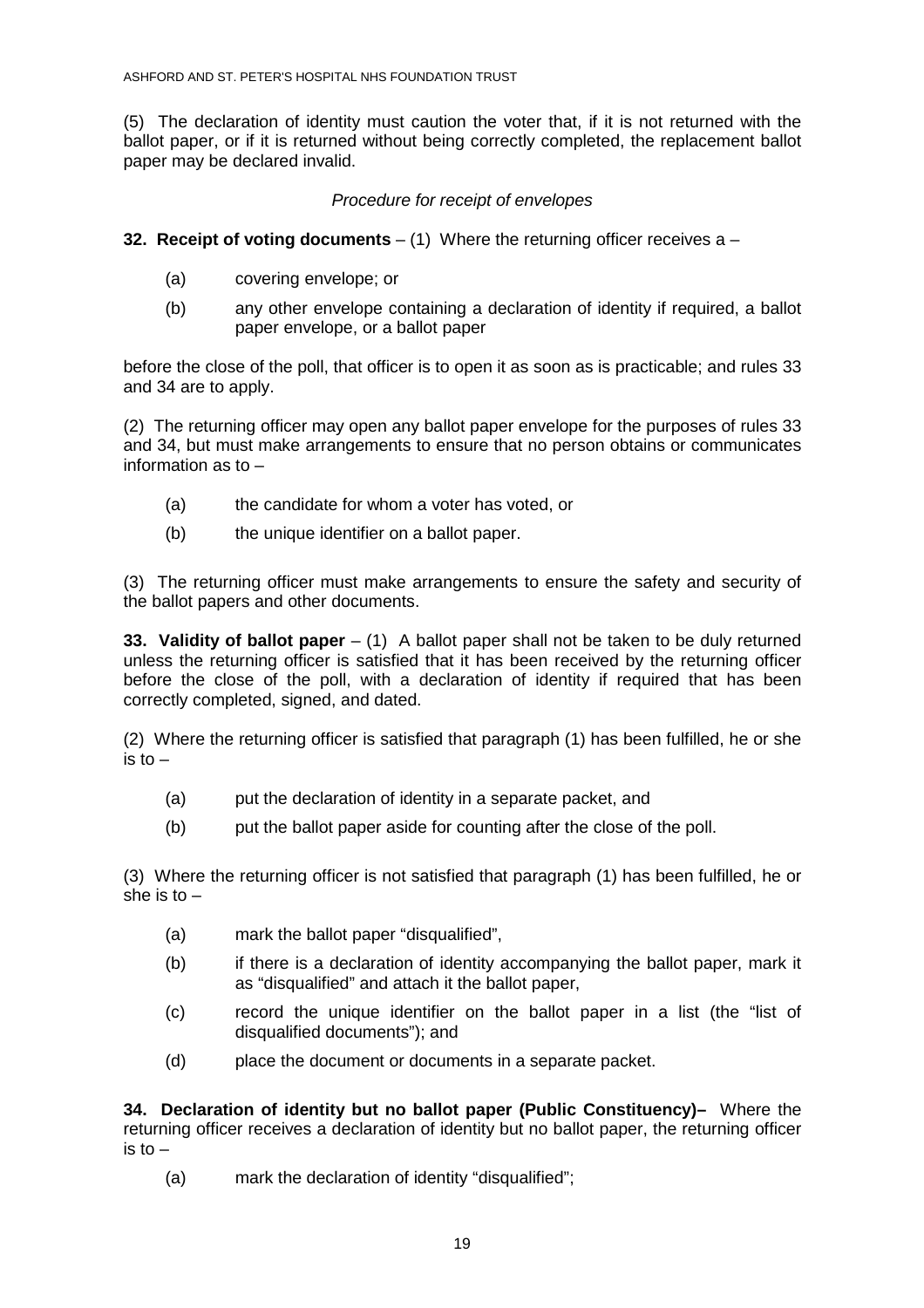(5) The declaration of identity must caution the voter that, if it is not returned with the ballot paper, or if it is returned without being correctly completed, the replacement ballot paper may be declared invalid.

*Procedure for receipt of envelopes*

**32. Receipt of voting documents** – (1) Where the returning officer receives a –

- (a) covering envelope; or
- (b) any other envelope containing a declaration of identity if required, a ballot paper envelope, or a ballot paper

before the close of the poll, that officer is to open it as soon as is practicable; and rules 33 and 34 are to apply.

(2) The returning officer may open any ballot paper envelope for the purposes of rules 33 and 34, but must make arrangements to ensure that no person obtains or communicates information as to –

- (a) the candidate for whom a voter has voted, or
- (b) the unique identifier on a ballot paper.

(3) The returning officer must make arrangements to ensure the safety and security of the ballot papers and other documents.

**33. Validity of ballot paper** – (1) A ballot paper shall not be taken to be duly returned unless the returning officer is satisfied that it has been received by the returning officer before the close of the poll, with a declaration of identity if required that has been correctly completed, signed, and dated.

(2) Where the returning officer is satisfied that paragraph (1) has been fulfilled, he or she is to –

- (a) put the declaration of identity in a separate packet, and
- (b) put the ballot paper aside for counting after the close of the poll.

(3) Where the returning officer is not satisfied that paragraph (1) has been fulfilled, he or she is to –

- (a) mark the ballot paper "disqualified",
- (b) if there is a declaration of identity accompanying the ballot paper, mark it as "disqualified" and attach it the ballot paper,
- (c) record the unique identifier on the ballot paper in a list (the "list of disqualified documents"); and
- (d) place the document or documents in a separate packet.

**34. Declaration of identity but no ballot paper (Public Constituency)–** Where the returning officer receives a declaration of identity but no ballot paper, the returning officer is to –

- (a) mark the declaration of identity "disqualified";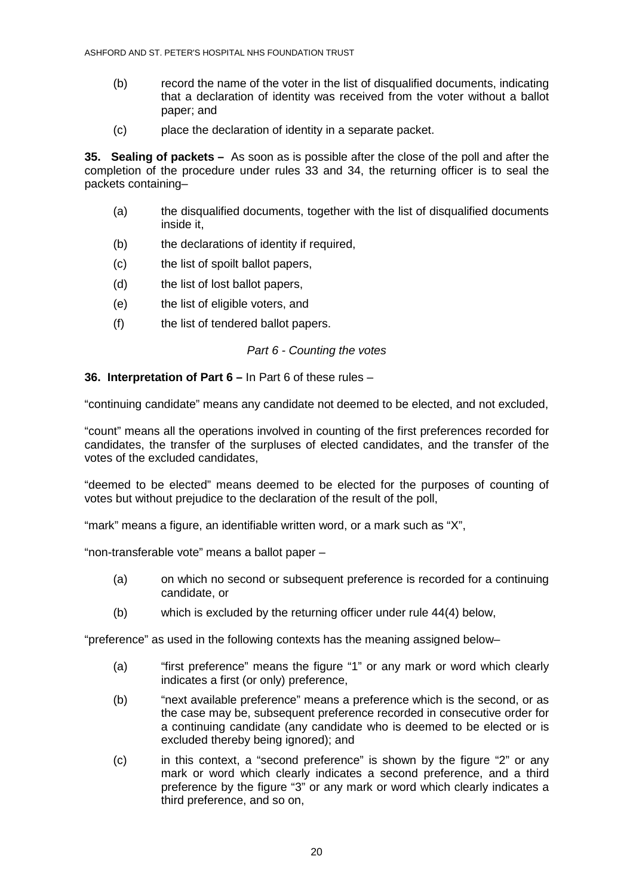(b) record the name of the voter in the list of disqualified documents, indicating that a declaration of identity was received from the voter without a ballot paper; and

(c) place the declaration of identity in a separate packet.

**35. Sealing of packets –** As soon as is possible after the close of the poll and after the completion of the procedure under rules 33 and 34, the returning officer is to seal the packets containing–

(a) the disqualified documents, together with the list of disqualified documents inside it,

(b) the declarations of identity if required,

(c) the list of spoilt ballot papers,

(d) the list of lost ballot papers,

(e) the list of eligible voters, and

(f) the list of tendered ballot papers.

*Part 6 - Counting the votes*

**36. Interpretation of Part 6 –** In Part 6 of these rules –

"continuing candidate" means any candidate not deemed to be elected, and not excluded,

"count" means all the operations involved in counting of the first preferences recorded for candidates, the transfer of the surpluses of elected candidates, and the transfer of the votes of the excluded candidates,

"deemed to be elected" means deemed to be elected for the purposes of counting of votes but without prejudice to the declaration of the result of the poll,

"mark" means a figure, an identifiable written word, or a mark such as "X",

"non-transferable vote" means a ballot paper –

(a) on which no second or subsequent preference is recorded for a continuing candidate, or

(b) which is excluded by the returning officer under rule 44(4) below,

"preference" as used in the following contexts has the meaning assigned below–

(a) "first preference" means the figure "1" or any mark or word which clearly indicates a first (or only) preference,

(b) "next available preference" means a preference which is the second, or as the case may be, subsequent preference recorded in consecutive order for a continuing candidate (any candidate who is deemed to be elected or is excluded thereby being ignored); and

(c) in this context, a "second preference" is shown by the figure "2" or any mark or word which clearly indicates a second preference, and a third preference by the figure "3" or any mark or word which clearly indicates a third preference, and so on,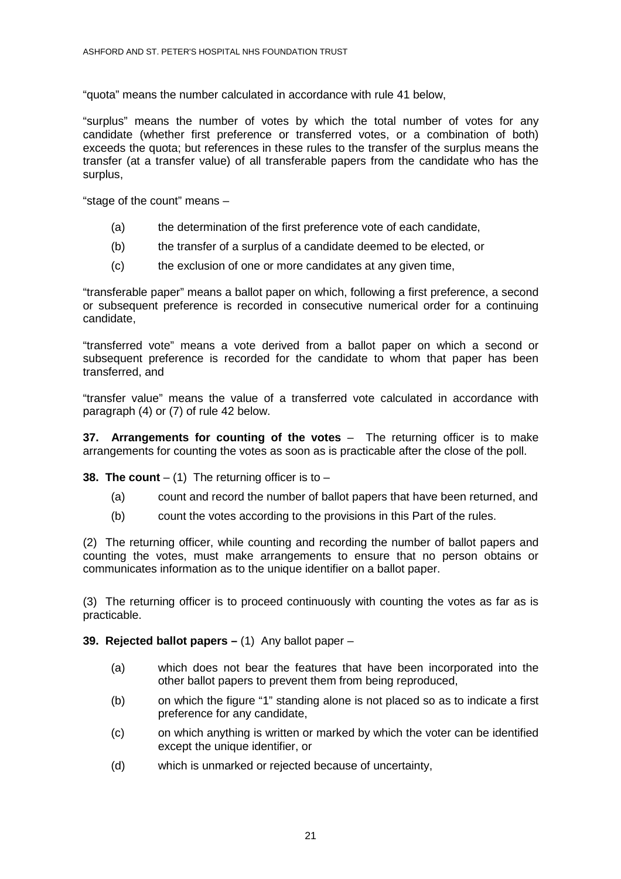"quota" means the number calculated in accordance with rule 41 below,

"surplus" means the number of votes by which the total number of votes for any candidate (whether first preference or transferred votes, or a combination of both) exceeds the quota; but references in these rules to the transfer of the surplus means the transfer (at a transfer value) of all transferable papers from the candidate who has the surplus,

"stage of the count" means –

- (a) the determination of the first preference vote of each candidate,
- (b) the transfer of a surplus of a candidate deemed to be elected, or
- (c) the exclusion of one or more candidates at any given time,

"transferable paper" means a ballot paper on which, following a first preference, a second or subsequent preference is recorded in consecutive numerical order for a continuing candidate,

"transferred vote" means a vote derived from a ballot paper on which a second or subsequent preference is recorded for the candidate to whom that paper has been transferred, and

"transfer value" means the value of a transferred vote calculated in accordance with paragraph (4) or (7) of rule 42 below.

**37. Arrangements for counting of the votes** – The returning officer is to make arrangements for counting the votes as soon as is practicable after the close of the poll.

**38. The count** – (1) The returning officer is to –

- (a) count and record the number of ballot papers that have been returned, and
- (b) count the votes according to the provisions in this Part of the rules.

(2) The returning officer, while counting and recording the number of ballot papers and counting the votes, must make arrangements to ensure that no person obtains or communicates information as to the unique identifier on a ballot paper.

(3) The returning officer is to proceed continuously with counting the votes as far as is practicable.

**39. Rejected ballot papers –** (1) Any ballot paper –

- (a) which does not bear the features that have been incorporated into the other ballot papers to prevent them from being reproduced,
- (b) on which the figure "1" standing alone is not placed so as to indicate a first preference for any candidate,
- (c) on which anything is written or marked by which the voter can be identified except the unique identifier, or
- (d) which is unmarked or rejected because of uncertainty,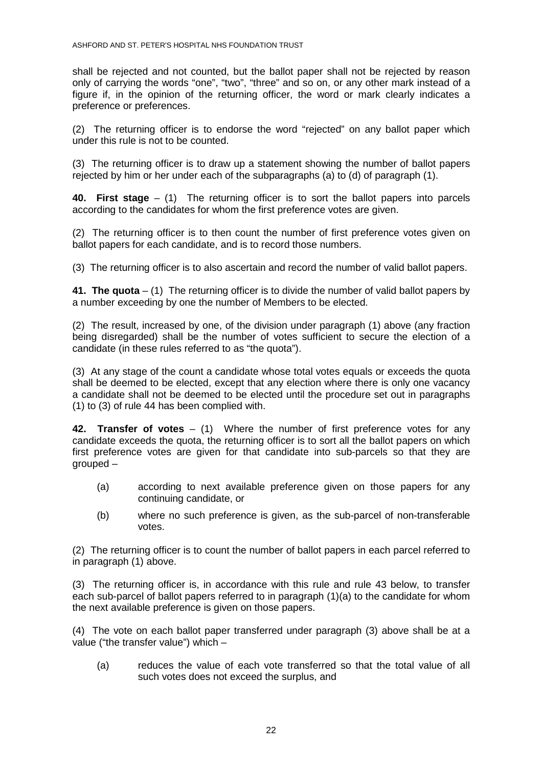shall be rejected and not counted, but the ballot paper shall not be rejected by reason only of carrying the words "one", "two", "three" and so on, or any other mark instead of a figure if, in the opinion of the returning officer, the word or mark clearly indicates a preference or preferences.

(2) The returning officer is to endorse the word "rejected" on any ballot paper which under this rule is not to be counted.

(3) The returning officer is to draw up a statement showing the number of ballot papers rejected by him or her under each of the subparagraphs (a) to (d) of paragraph (1).

**40. First stage** – (1) The returning officer is to sort the ballot papers into parcels according to the candidates for whom the first preference votes are given.

(2) The returning officer is to then count the number of first preference votes given on ballot papers for each candidate, and is to record those numbers.

(3) The returning officer is to also ascertain and record the number of valid ballot papers.

**41. The quota** – (1) The returning officer is to divide the number of valid ballot papers by a number exceeding by one the number of Members to be elected.

(2) The result, increased by one, of the division under paragraph (1) above (any fraction being disregarded) shall be the number of votes sufficient to secure the election of a candidate (in these rules referred to as "the quota").

(3) At any stage of the count a candidate whose total votes equals or exceeds the quota shall be deemed to be elected, except that any election where there is only one vacancy a candidate shall not be deemed to be elected until the procedure set out in paragraphs (1) to (3) of rule 44 has been complied with.

**42. Transfer of votes** – (1) Where the number of first preference votes for any candidate exceeds the quota, the returning officer is to sort all the ballot papers on which first preference votes are given for that candidate into sub-parcels so that they are grouped –

(a) according to next available preference given on those papers for any continuing candidate, or

(b) where no such preference is given, as the sub-parcel of non-transferable votes.

(2) The returning officer is to count the number of ballot papers in each parcel referred to in paragraph (1) above.

(3) The returning officer is, in accordance with this rule and rule 43 below, to transfer each sub-parcel of ballot papers referred to in paragraph (1)(a) to the candidate for whom the next available preference is given on those papers.

(4) The vote on each ballot paper transferred under paragraph (3) above shall be at a value ("the transfer value") which –

(a) reduces the value of each vote transferred so that the total value of all such votes does not exceed the surplus, and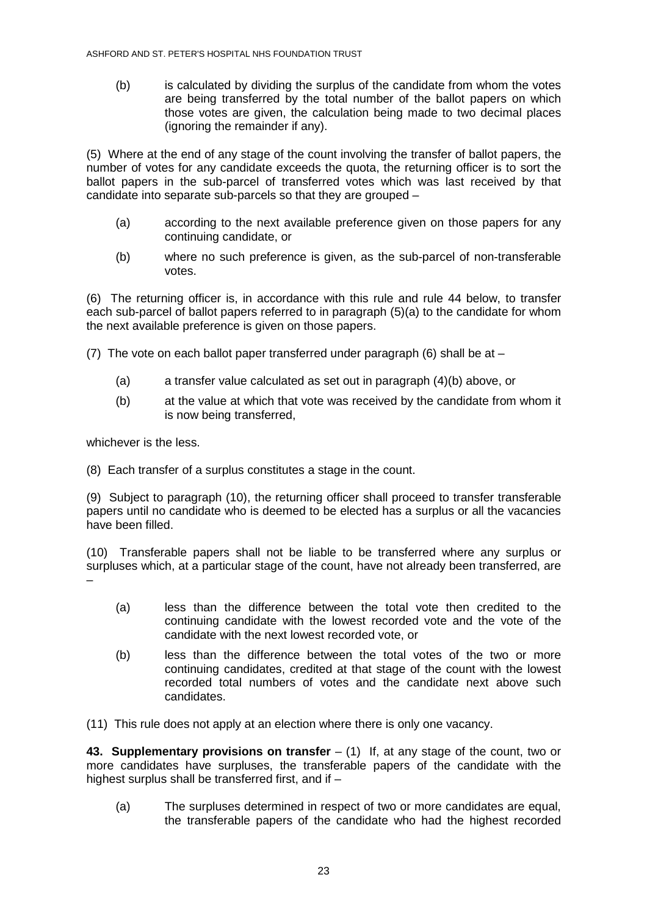(b) is calculated by dividing the surplus of the candidate from whom the votes are being transferred by the total number of the ballot papers on which those votes are given, the calculation being made to two decimal places (ignoring the remainder if any).

(5) Where at the end of any stage of the count involving the transfer of ballot papers, the number of votes for any candidate exceeds the quota, the returning officer is to sort the ballot papers in the sub-parcel of transferred votes which was last received by that candidate into separate sub-parcels so that they are grouped –

(a) according to the next available preference given on those papers for any continuing candidate, or

(b) where no such preference is given, as the sub-parcel of non-transferable votes.

(6) The returning officer is, in accordance with this rule and rule 44 below, to transfer each sub-parcel of ballot papers referred to in paragraph (5)(a) to the candidate for whom the next available preference is given on those papers.

(7) The vote on each ballot paper transferred under paragraph (6) shall be at –

(a) a transfer value calculated as set out in paragraph (4)(b) above, or

(b) at the value at which that vote was received by the candidate from whom it is now being transferred,

whichever is the less.

(8) Each transfer of a surplus constitutes a stage in the count.

(9) Subject to paragraph (10), the returning officer shall proceed to transfer transferable papers until no candidate who is deemed to be elected has a surplus or all the vacancies have been filled.

(10) Transferable papers shall not be liable to be transferred where any surplus or surpluses which, at a particular stage of the count, have not already been transferred, are –

(a) less than the difference between the total vote then credited to the continuing candidate with the lowest recorded vote and the vote of the candidate with the next lowest recorded vote, or

(b) less than the difference between the total votes of the two or more continuing candidates, credited at that stage of the count with the lowest recorded total numbers of votes and the candidate next above such candidates.

(11) This rule does not apply at an election where there is only one vacancy.

**43. Supplementary provisions on transfer** – (1) If, at any stage of the count, two or more candidates have surpluses, the transferable papers of the candidate with the highest surplus shall be transferred first, and if –

(a) The surpluses determined in respect of two or more candidates are equal, the transferable papers of the candidate who had the highest recorded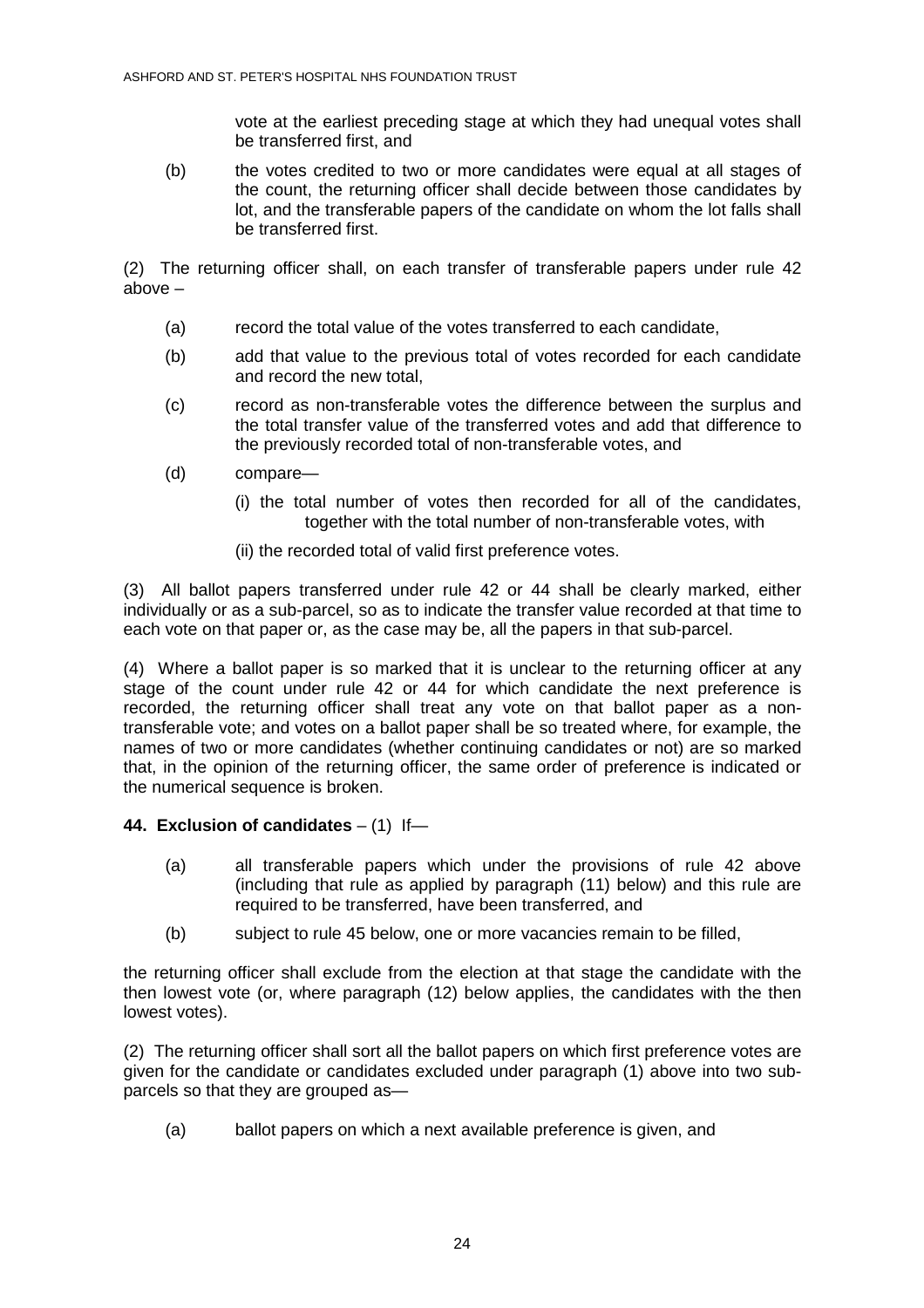vote at the earliest preceding stage at which they had unequal votes shall be transferred first, and

(b) the votes credited to two or more candidates were equal at all stages of the count, the returning officer shall decide between those candidates by lot, and the transferable papers of the candidate on whom the lot falls shall be transferred first.

(2) The returning officer shall, on each transfer of transferable papers under rule 42 above –

- (a) record the total value of the votes transferred to each candidate,
- (b) add that value to the previous total of votes recorded for each candidate and record the new total,
- (c) record as non-transferable votes the difference between the surplus and the total transfer value of the transferred votes and add that difference to the previously recorded total of non-transferable votes, and
- (d) compare—
  - (i) the total number of votes then recorded for all of the candidates, together with the total number of non-transferable votes, with
  - (ii) the recorded total of valid first preference votes.

(3) All ballot papers transferred under rule 42 or 44 shall be clearly marked, either individually or as a sub-parcel, so as to indicate the transfer value recorded at that time to each vote on that paper or, as the case may be, all the papers in that sub-parcel.

(4) Where a ballot paper is so marked that it is unclear to the returning officer at any stage of the count under rule 42 or 44 for which candidate the next preference is recorded, the returning officer shall treat any vote on that ballot paper as a non-transferable vote; and votes on a ballot paper shall be so treated where, for example, the names of two or more candidates (whether continuing candidates or not) are so marked that, in the opinion of the returning officer, the same order of preference is indicated or the numerical sequence is broken.

**44. Exclusion of candidates** – (1) If—

- (a) all transferable papers which under the provisions of rule 42 above (including that rule as applied by paragraph (11) below) and this rule are required to be transferred, have been transferred, and
- (b) subject to rule 45 below, one or more vacancies remain to be filled,

the returning officer shall exclude from the election at that stage the candidate with the then lowest vote (or, where paragraph (12) below applies, the candidates with the then lowest votes).

(2) The returning officer shall sort all the ballot papers on which first preference votes are given for the candidate or candidates excluded under paragraph (1) above into two sub-parcels so that they are grouped as—

- (a) ballot papers on which a next available preference is given, and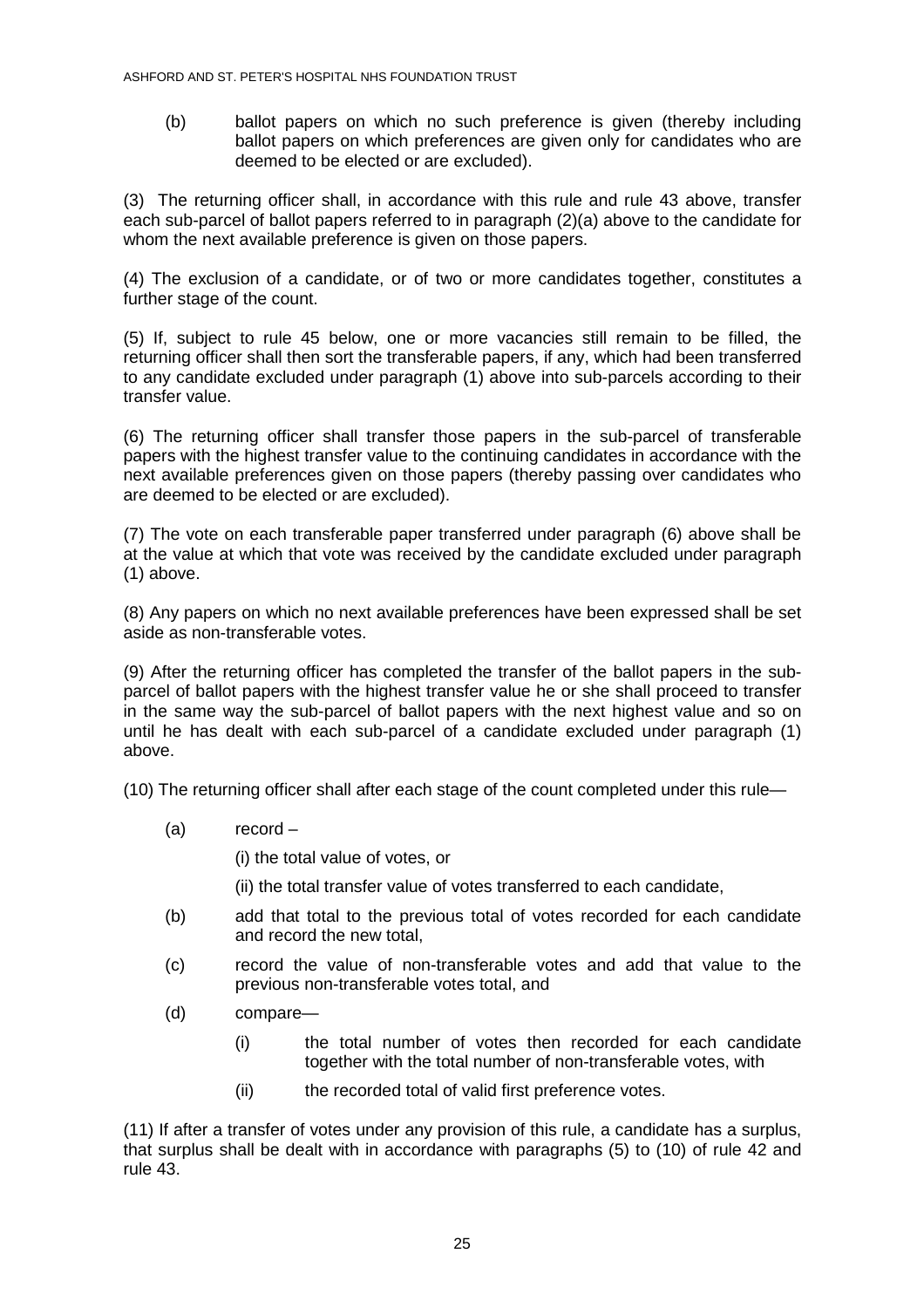(b) ballot papers on which no such preference is given (thereby including ballot papers on which preferences are given only for candidates who are deemed to be elected or are excluded).

(3) The returning officer shall, in accordance with this rule and rule 43 above, transfer each sub-parcel of ballot papers referred to in paragraph (2)(a) above to the candidate for whom the next available preference is given on those papers.

(4) The exclusion of a candidate, or of two or more candidates together, constitutes a further stage of the count.

(5) If, subject to rule 45 below, one or more vacancies still remain to be filled, the returning officer shall then sort the transferable papers, if any, which had been transferred to any candidate excluded under paragraph (1) above into sub-parcels according to their transfer value.

(6) The returning officer shall transfer those papers in the sub-parcel of transferable papers with the highest transfer value to the continuing candidates in accordance with the next available preferences given on those papers (thereby passing over candidates who are deemed to be elected or are excluded).

(7) The vote on each transferable paper transferred under paragraph (6) above shall be at the value at which that vote was received by the candidate excluded under paragraph (1) above.

(8) Any papers on which no next available preferences have been expressed shall be set aside as non-transferable votes.

(9) After the returning officer has completed the transfer of the ballot papers in the sub-parcel of ballot papers with the highest transfer value he or she shall proceed to transfer in the same way the sub-parcel of ballot papers with the next highest value and so on until he has dealt with each sub-parcel of a candidate excluded under paragraph (1) above.

(10) The returning officer shall after each stage of the count completed under this rule—

(a) record –

(i) the total value of votes, or

(ii) the total transfer value of votes transferred to each candidate,

(b) add that total to the previous total of votes recorded for each candidate and record the new total,

(c) record the value of non-transferable votes and add that value to the previous non-transferable votes total, and

(d) compare—

(i) the total number of votes then recorded for each candidate together with the total number of non-transferable votes, with

(ii) the recorded total of valid first preference votes.

(11) If after a transfer of votes under any provision of this rule, a candidate has a surplus, that surplus shall be dealt with in accordance with paragraphs (5) to (10) of rule 42 and rule 43.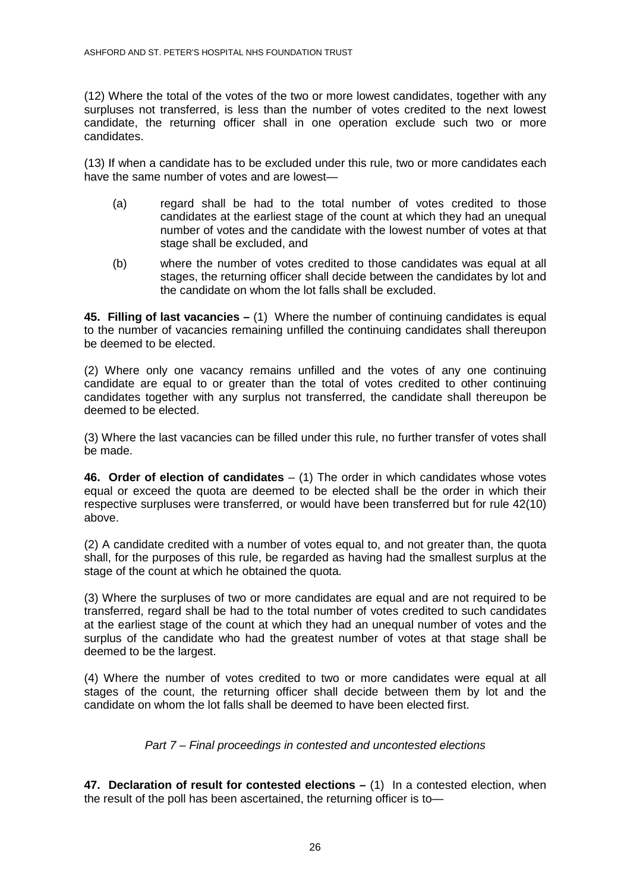(12) Where the total of the votes of the two or more lowest candidates, together with any surpluses not transferred, is less than the number of votes credited to the next lowest candidate, the returning officer shall in one operation exclude such two or more candidates.

(13) If when a candidate has to be excluded under this rule, two or more candidates each have the same number of votes and are lowest—

(a) regard shall be had to the total number of votes credited to those candidates at the earliest stage of the count at which they had an unequal number of votes and the candidate with the lowest number of votes at that stage shall be excluded, and

(b) where the number of votes credited to those candidates was equal at all stages, the returning officer shall decide between the candidates by lot and the candidate on whom the lot falls shall be excluded.

**45. Filling of last vacancies –** (1) Where the number of continuing candidates is equal to the number of vacancies remaining unfilled the continuing candidates shall thereupon be deemed to be elected.

(2) Where only one vacancy remains unfilled and the votes of any one continuing candidate are equal to or greater than the total of votes credited to other continuing candidates together with any surplus not transferred, the candidate shall thereupon be deemed to be elected.

(3) Where the last vacancies can be filled under this rule, no further transfer of votes shall be made.

**46. Order of election of candidates** – (1) The order in which candidates whose votes equal or exceed the quota are deemed to be elected shall be the order in which their respective surpluses were transferred, or would have been transferred but for rule 42(10) above.

(2) A candidate credited with a number of votes equal to, and not greater than, the quota shall, for the purposes of this rule, be regarded as having had the smallest surplus at the stage of the count at which he obtained the quota.

(3) Where the surpluses of two or more candidates are equal and are not required to be transferred, regard shall be had to the total number of votes credited to such candidates at the earliest stage of the count at which they had an unequal number of votes and the surplus of the candidate who had the greatest number of votes at that stage shall be deemed to be the largest.

(4) Where the number of votes credited to two or more candidates were equal at all stages of the count, the returning officer shall decide between them by lot and the candidate on whom the lot falls shall be deemed to have been elected first.

## *Part 7 – Final proceedings in contested and uncontested elections*

**47. Declaration of result for contested elections –** (1) In a contested election, when the result of the poll has been ascertained, the returning officer is to—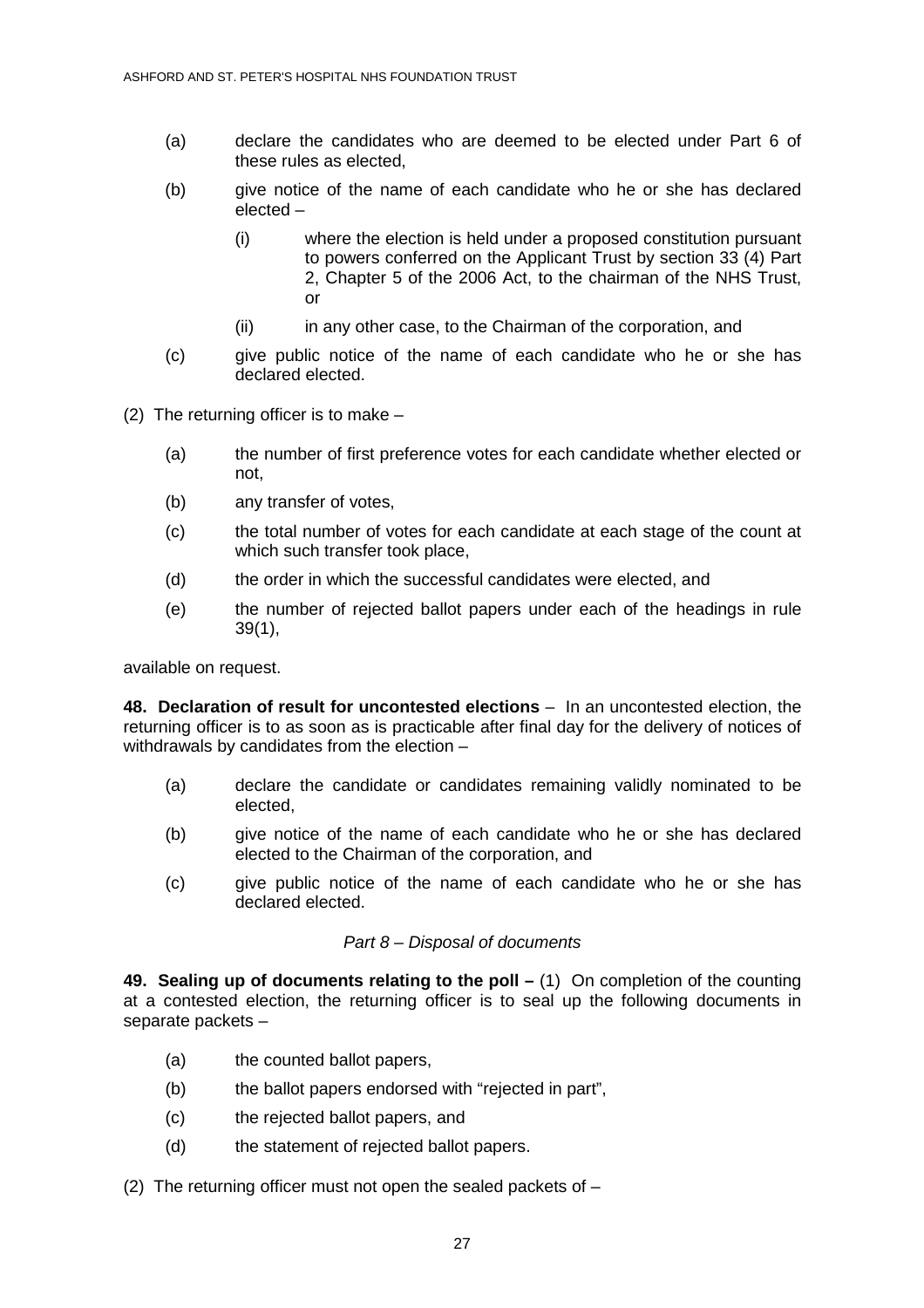(a) declare the candidates who are deemed to be elected under Part 6 of these rules as elected,

(b) give notice of the name of each candidate who he or she has declared elected –

 (i) where the election is held under a proposed constitution pursuant to powers conferred on the Applicant Trust by section 33 (4) Part 2, Chapter 5 of the 2006 Act, to the chairman of the NHS Trust, or

 (ii) in any other case, to the Chairman of the corporation, and

(c) give public notice of the name of each candidate who he or she has declared elected.

(2) The returning officer is to make –

(a) the number of first preference votes for each candidate whether elected or not,

(b) any transfer of votes,

(c) the total number of votes for each candidate at each stage of the count at which such transfer took place,

(d) the order in which the successful candidates were elected, and

(e) the number of rejected ballot papers under each of the headings in rule 39(1),

available on request.

**48. Declaration of result for uncontested elections** – In an uncontested election, the returning officer is to as soon as is practicable after final day for the delivery of notices of withdrawals by candidates from the election –

(a) declare the candidate or candidates remaining validly nominated to be elected,

(b) give notice of the name of each candidate who he or she has declared elected to the Chairman of the corporation, and

(c) give public notice of the name of each candidate who he or she has declared elected.

*Part 8 – Disposal of documents*

**49. Sealing up of documents relating to the poll –** (1) On completion of the counting at a contested election, the returning officer is to seal up the following documents in separate packets –

(a) the counted ballot papers,

(b) the ballot papers endorsed with "rejected in part",

(c) the rejected ballot papers, and

(d) the statement of rejected ballot papers.

(2) The returning officer must not open the sealed packets of –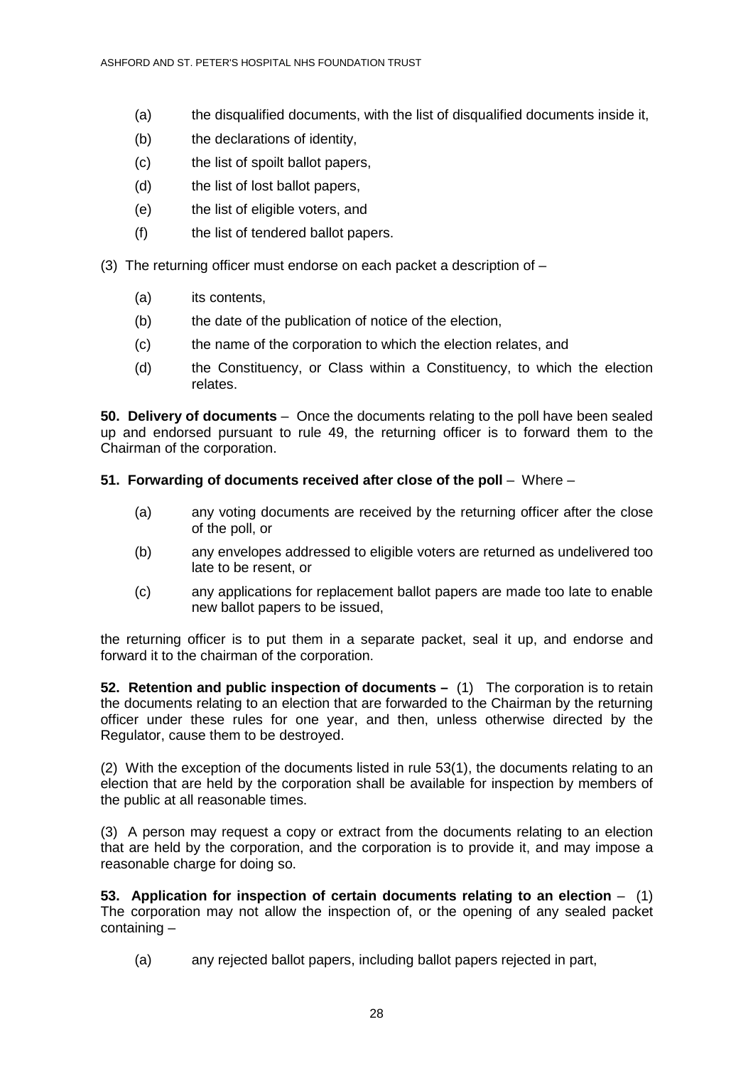(a) the disqualified documents, with the list of disqualified documents inside it,

(b) the declarations of identity,

(c) the list of spoilt ballot papers,

(d) the list of lost ballot papers,

(e) the list of eligible voters, and

(f) the list of tendered ballot papers.

(3) The returning officer must endorse on each packet a description of –

(a) its contents,

(b) the date of the publication of notice of the election,

(c) the name of the corporation to which the election relates, and

(d) the Constituency, or Class within a Constituency, to which the election relates.

**50. Delivery of documents** – Once the documents relating to the poll have been sealed up and endorsed pursuant to rule 49, the returning officer is to forward them to the Chairman of the corporation.

**51. Forwarding of documents received after close of the poll** – Where –

(a) any voting documents are received by the returning officer after the close of the poll, or

(b) any envelopes addressed to eligible voters are returned as undelivered too late to be resent, or

(c) any applications for replacement ballot papers are made too late to enable new ballot papers to be issued,

the returning officer is to put them in a separate packet, seal it up, and endorse and forward it to the chairman of the corporation.

**52. Retention and public inspection of documents –** (1) The corporation is to retain the documents relating to an election that are forwarded to the Chairman by the returning officer under these rules for one year, and then, unless otherwise directed by the Regulator, cause them to be destroyed.

(2) With the exception of the documents listed in rule 53(1), the documents relating to an election that are held by the corporation shall be available for inspection by members of the public at all reasonable times.

(3) A person may request a copy or extract from the documents relating to an election that are held by the corporation, and the corporation is to provide it, and may impose a reasonable charge for doing so.

**53. Application for inspection of certain documents relating to an election** – (1) The corporation may not allow the inspection of, or the opening of any sealed packet containing –

(a) any rejected ballot papers, including ballot papers rejected in part,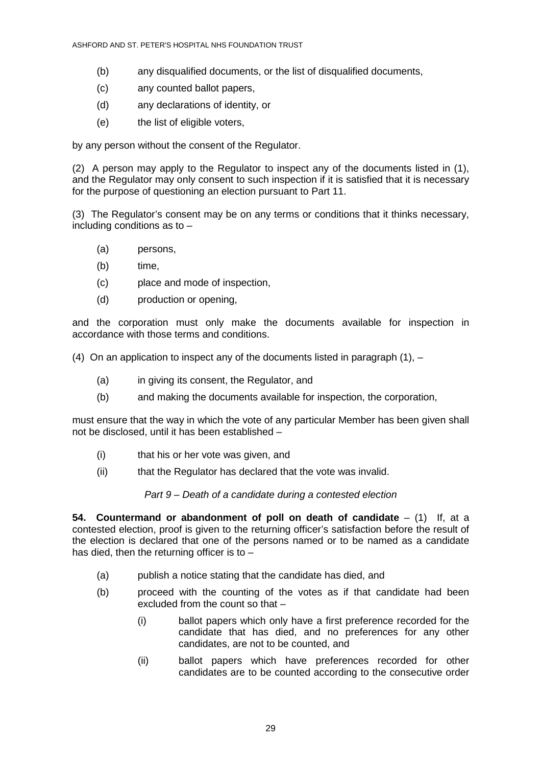(b) any disqualified documents, or the list of disqualified documents,

(c) any counted ballot papers,

(d) any declarations of identity, or

(e) the list of eligible voters,

by any person without the consent of the Regulator.

(2) A person may apply to the Regulator to inspect any of the documents listed in (1), and the Regulator may only consent to such inspection if it is satisfied that it is necessary for the purpose of questioning an election pursuant to Part 11.

(3) The Regulator's consent may be on any terms or conditions that it thinks necessary, including conditions as to –

(a) persons,

(b) time,

(c) place and mode of inspection,

(d) production or opening,

and the corporation must only make the documents available for inspection in accordance with those terms and conditions.

(4) On an application to inspect any of the documents listed in paragraph (1), –

(a) in giving its consent, the Regulator, and

(b) and making the documents available for inspection, the corporation,

must ensure that the way in which the vote of any particular Member has been given shall not be disclosed, until it has been established –

(i) that his or her vote was given, and

(ii) that the Regulator has declared that the vote was invalid.

*Part 9 – Death of a candidate during a contested election*

**54. Countermand or abandonment of poll on death of candidate** – (1) If, at a contested election, proof is given to the returning officer's satisfaction before the result of the election is declared that one of the persons named or to be named as a candidate has died, then the returning officer is to –

(a) publish a notice stating that the candidate has died, and

(b) proceed with the counting of the votes as if that candidate had been excluded from the count so that –

  (i) ballot papers which only have a first preference recorded for the candidate that has died, and no preferences for any other candidates, are not to be counted, and

  (ii) ballot papers which have preferences recorded for other candidates are to be counted according to the consecutive order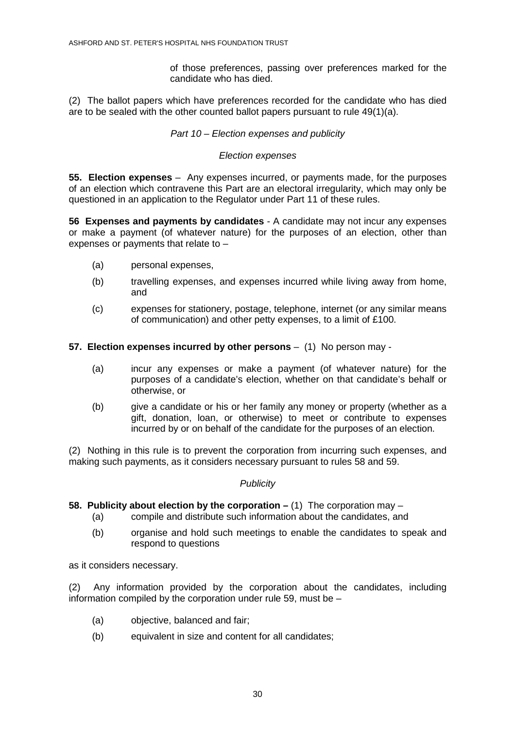of those preferences, passing over preferences marked for the candidate who has died.

(2) The ballot papers which have preferences recorded for the candidate who has died are to be sealed with the other counted ballot papers pursuant to rule 49(1)(a).

*Part 10 – Election expenses and publicity*

*Election expenses*

**55. Election expenses** – Any expenses incurred, or payments made, for the purposes of an election which contravene this Part are an electoral irregularity, which may only be questioned in an application to the Regulator under Part 11 of these rules.

**56 Expenses and payments by candidates** - A candidate may not incur any expenses or make a payment (of whatever nature) for the purposes of an election, other than expenses or payments that relate to –

(a) personal expenses,

(b) travelling expenses, and expenses incurred while living away from home, and

(c) expenses for stationery, postage, telephone, internet (or any similar means of communication) and other petty expenses, to a limit of £100.

**57. Election expenses incurred by other persons** – (1) No person may -

(a) incur any expenses or make a payment (of whatever nature) for the purposes of a candidate's election, whether on that candidate's behalf or otherwise, or

(b) give a candidate or his or her family any money or property (whether as a gift, donation, loan, or otherwise) to meet or contribute to expenses incurred by or on behalf of the candidate for the purposes of an election.

(2) Nothing in this rule is to prevent the corporation from incurring such expenses, and making such payments, as it considers necessary pursuant to rules 58 and 59.

*Publicity*

**58. Publicity about election by the corporation –** (1) The corporation may –

(a) compile and distribute such information about the candidates, and

(b) organise and hold such meetings to enable the candidates to speak and respond to questions

as it considers necessary.

(2) Any information provided by the corporation about the candidates, including information compiled by the corporation under rule 59, must be –

(a) objective, balanced and fair;

(b) equivalent in size and content for all candidates;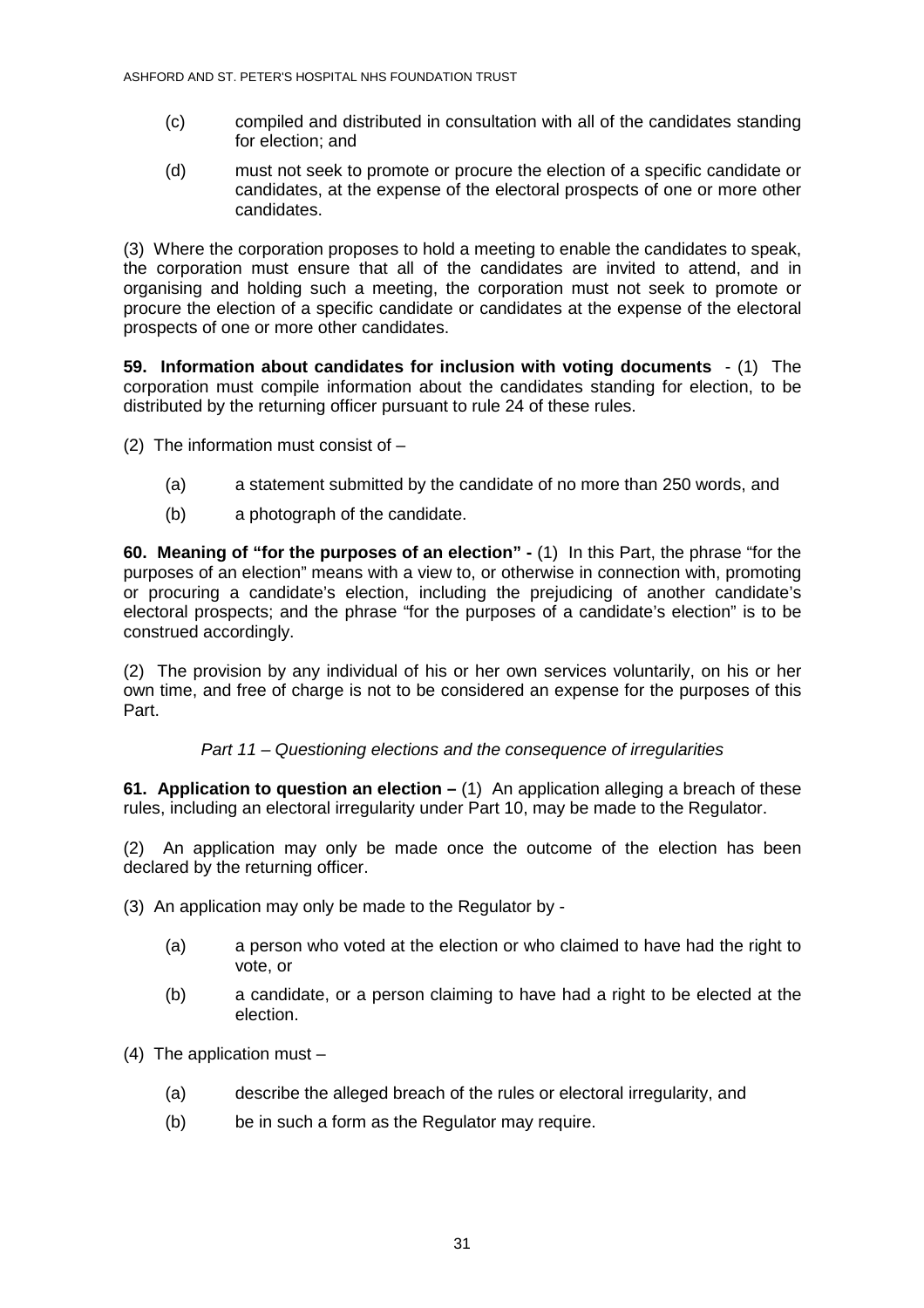(c) compiled and distributed in consultation with all of the candidates standing for election; and

(d) must not seek to promote or procure the election of a specific candidate or candidates, at the expense of the electoral prospects of one or more other candidates.

(3) Where the corporation proposes to hold a meeting to enable the candidates to speak, the corporation must ensure that all of the candidates are invited to attend, and in organising and holding such a meeting, the corporation must not seek to promote or procure the election of a specific candidate or candidates at the expense of the electoral prospects of one or more other candidates.

**59. Information about candidates for inclusion with voting documents** - (1) The corporation must compile information about the candidates standing for election, to be distributed by the returning officer pursuant to rule 24 of these rules.

(2) The information must consist of –

(a) a statement submitted by the candidate of no more than 250 words, and

(b) a photograph of the candidate.

**60. Meaning of "for the purposes of an election" -** (1) In this Part, the phrase "for the purposes of an election" means with a view to, or otherwise in connection with, promoting or procuring a candidate's election, including the prejudicing of another candidate's electoral prospects; and the phrase "for the purposes of a candidate's election" is to be construed accordingly.

(2) The provision by any individual of his or her own services voluntarily, on his or her own time, and free of charge is not to be considered an expense for the purposes of this Part.

*Part 11 – Questioning elections and the consequence of irregularities*

**61. Application to question an election –** (1) An application alleging a breach of these rules, including an electoral irregularity under Part 10, may be made to the Regulator.

(2) An application may only be made once the outcome of the election has been declared by the returning officer.

(3) An application may only be made to the Regulator by -

(a) a person who voted at the election or who claimed to have had the right to vote, or

(b) a candidate, or a person claiming to have had a right to be elected at the election.

(4) The application must –

(a) describe the alleged breach of the rules or electoral irregularity, and

(b) be in such a form as the Regulator may require.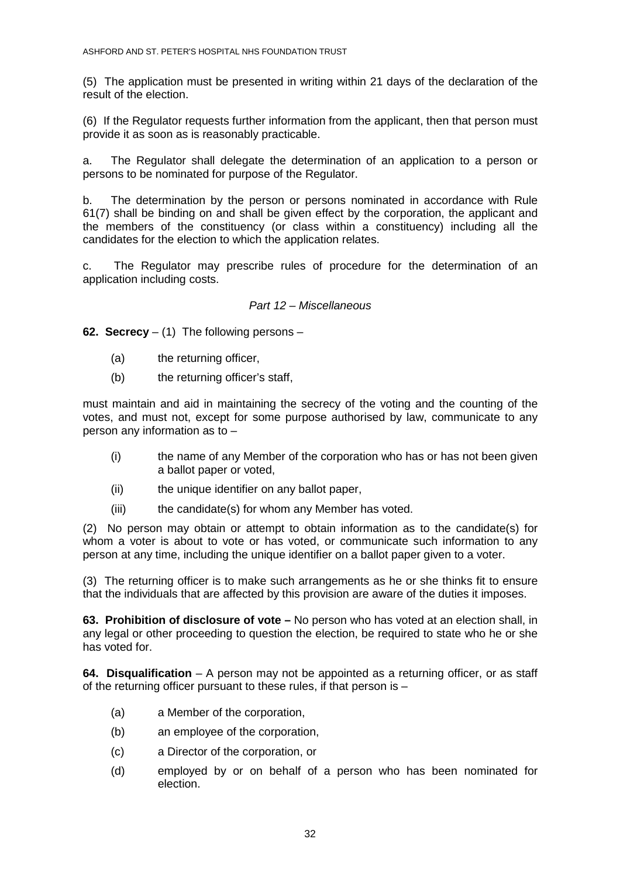(5) The application must be presented in writing within 21 days of the declaration of the result of the election.

(6) If the Regulator requests further information from the applicant, then that person must provide it as soon as is reasonably practicable.

a. The Regulator shall delegate the determination of an application to a person or persons to be nominated for purpose of the Regulator.

b. The determination by the person or persons nominated in accordance with Rule 61(7) shall be binding on and shall be given effect by the corporation, the applicant and the members of the constituency (or class within a constituency) including all the candidates for the election to which the application relates.

c. The Regulator may prescribe rules of procedure for the determination of an application including costs.

*Part 12 – Miscellaneous*

**62. Secrecy** – (1) The following persons –

- (a) the returning officer,
- (b) the returning officer's staff,

must maintain and aid in maintaining the secrecy of the voting and the counting of the votes, and must not, except for some purpose authorised by law, communicate to any person any information as to –

- (i) the name of any Member of the corporation who has or has not been given a ballot paper or voted,
- (ii) the unique identifier on any ballot paper,
- (iii) the candidate(s) for whom any Member has voted.

(2) No person may obtain or attempt to obtain information as to the candidate(s) for whom a voter is about to vote or has voted, or communicate such information to any person at any time, including the unique identifier on a ballot paper given to a voter.

(3) The returning officer is to make such arrangements as he or she thinks fit to ensure that the individuals that are affected by this provision are aware of the duties it imposes.

**63. Prohibition of disclosure of vote –** No person who has voted at an election shall, in any legal or other proceeding to question the election, be required to state who he or she has voted for.

**64. Disqualification** – A person may not be appointed as a returning officer, or as staff of the returning officer pursuant to these rules, if that person is –

- (a) a Member of the corporation,
- (b) an employee of the corporation,
- (c) a Director of the corporation, or
- (d) employed by or on behalf of a person who has been nominated for election.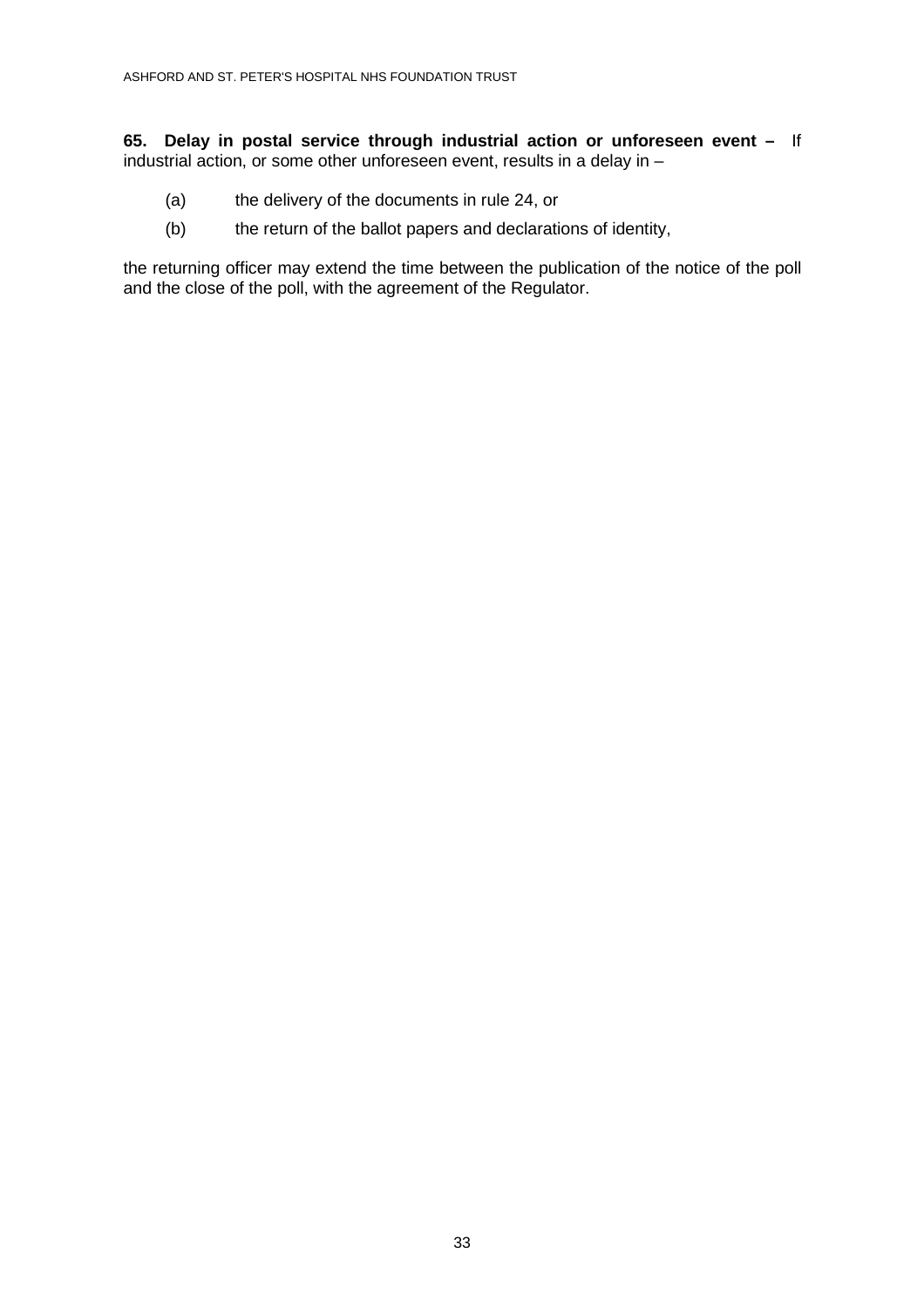**65. Delay in postal service through industrial action or unforeseen event –** If industrial action, or some other unforeseen event, results in a delay in –

(a) the delivery of the documents in rule 24, or

(b) the return of the ballot papers and declarations of identity,

the returning officer may extend the time between the publication of the notice of the poll and the close of the poll, with the agreement of the Regulator.